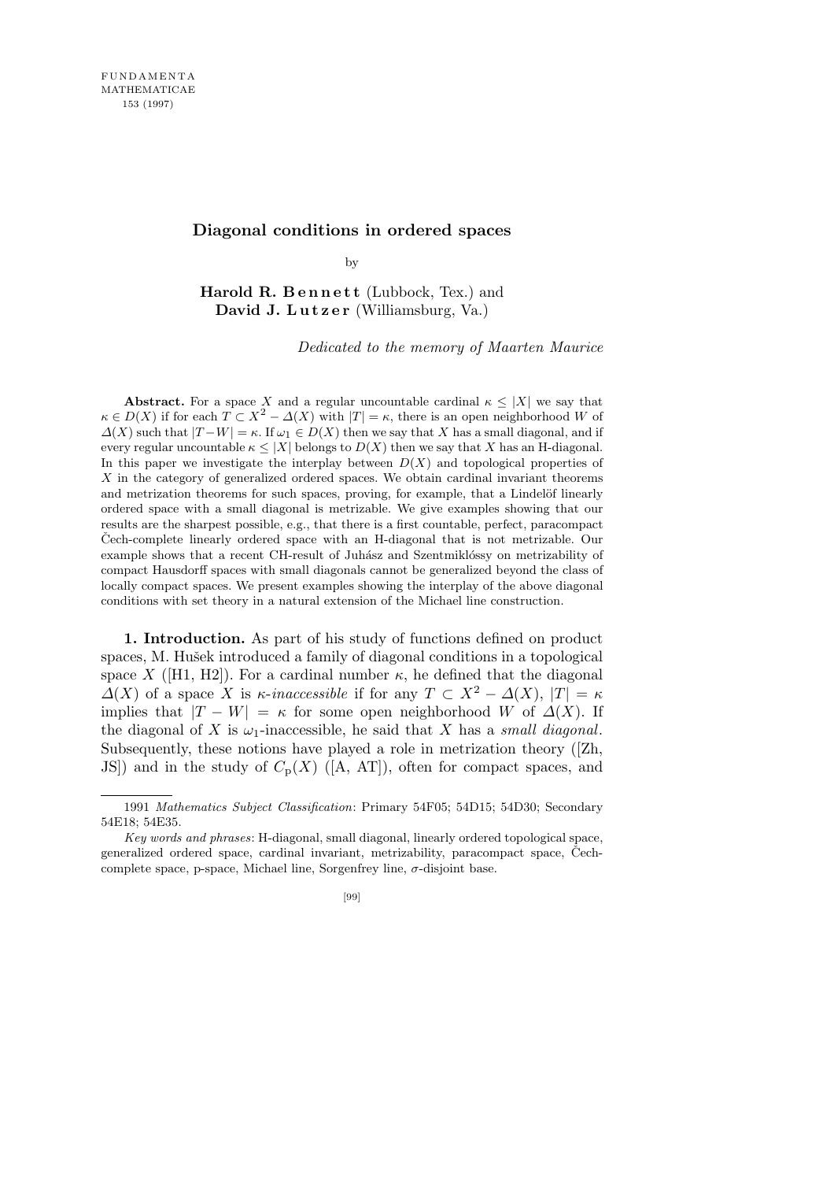# Diagonal conditions in ordered spaces

by

**Harold R. Bennett** (Lubbock, Tex.) and
**David J. Lutzer** (Williamsburg, Va.)

*Dedicated to the memory of Maarten Maurice*

**Abstract.** For a space $X$ and a regular uncountable cardinal $\kappa \le |X|$ we say that $\kappa \in D(X)$ if for each $T \subset X^2 - \Delta(X)$ with $|T| = \kappa$, there is an open neighborhood $W$ of $\Delta(X)$ such that $|T - W| = \kappa$. If $\omega_1 \in D(X)$ then we say that $X$ has a small diagonal, and if every regular uncountable $\kappa \le |X|$ belongs to $D(X)$ then we say that $X$ has an H-diagonal. In this paper we investigate the interplay between $D(X)$ and topological properties of $X$ in the category of generalized ordered spaces. We obtain cardinal invariant theorems and metrization theorems for such spaces, proving, for example, that a Lindelöf linearly ordered space with a small diagonal is metrizable. We give examples showing that our results are the sharpest possible, e.g., that there is a first countable, perfect, paracompact Čech-complete linearly ordered space with an H-diagonal that is not metrizable. Our example shows that a recent CH-result of Juhász and Szentmiklóssy on metrizability of compact Hausdorff spaces with small diagonals cannot be generalized beyond the class of locally compact spaces. We present examples showing the interplay of the above diagonal conditions with set theory in a natural extension of the Michael line construction.

**1. Introduction.** As part of his study of functions defined on product spaces, M. Hušek introduced a family of diagonal conditions in a topological space $X$ ([H1, H2]). For a cardinal number $\kappa$, he defined that the diagonal $\Delta(X)$ of a space $X$ is *$\kappa$-inaccessible* if for any $T \subset X^2 - \Delta(X)$, $|T| = \kappa$ implies that $|T - W| = \kappa$ for some open neighborhood $W$ of $\Delta(X)$. If the diagonal of $X$ is $\omega_1$-inaccessible, he said that $X$ has a *small diagonal*. Subsequently, these notions have played a role in metrization theory ([Zh, JS]) and in the study of $C_p(X)$ ([A, AT]), often for compact spaces, and

1991 *Mathematics Subject Classification*: Primary 54F05; 54D15; 54D30; Secondary 54E18; 54E35.

*Key words and phrases*: H-diagonal, small diagonal, linearly ordered topological space, generalized ordered space, cardinal invariant, metrizability, paracompact space, Čech-complete space, p-space, Michael line, Sorgenfrey line, $\sigma$-disjoint base.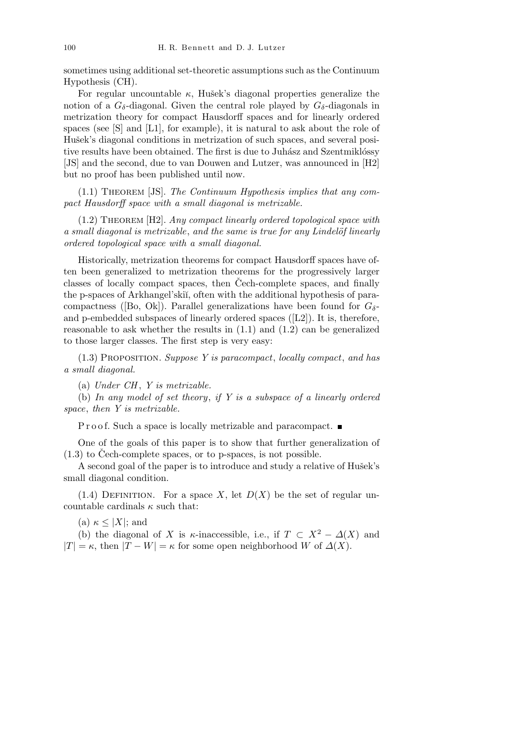sometimes using additional set-theoretic assumptions such as the Continuum Hypothesis (CH).

For regular uncountable $\kappa$, Hušek's diagonal properties generalize the notion of a $G_\delta$-diagonal. Given the central role played by $G_\delta$-diagonals in metrization theory for compact Hausdorff spaces and for linearly ordered spaces (see [S] and [L1], for example), it is natural to ask about the role of Hušek's diagonal conditions in metrization of such spaces, and several positive results have been obtained. The first is due to Juhász and Szentmiklóssy [JS] and the second, due to van Douwen and Lutzer, was announced in [H2] but no proof has been published until now.

(1.1) Theorem [JS]. *The Continuum Hypothesis implies that any compact Hausdorff space with a small diagonal is metrizable.*

(1.2) Theorem [H2]. *Any compact linearly ordered topological space with a small diagonal is metrizable, and the same is true for any Lindelöf linearly ordered topological space with a small diagonal.*

Historically, metrization theorems for compact Hausdorff spaces have often been generalized to metrization theorems for the progressively larger classes of locally compact spaces, then Čech-complete spaces, and finally the p-spaces of Arkhangel'skiĭ, often with the additional hypothesis of paracompactness ([Bo, Ok]). Parallel generalizations have been found for $G_\delta$- and p-embedded subspaces of linearly ordered spaces ([L2]). It is, therefore, reasonable to ask whether the results in (1.1) and (1.2) can be generalized to those larger classes. The first step is very easy:

(1.3) Proposition. *Suppose $Y$ is paracompact, locally compact, and has a small diagonal.*

(a) *Under CH, $Y$ is metrizable.*

(b) *In any model of set theory, if $Y$ is a subspace of a linearly ordered space, then $Y$ is metrizable.*

Proof. Such a space is locally metrizable and paracompact. ∎

One of the goals of this paper is to show that further generalization of (1.3) to Čech-complete spaces, or to p-spaces, is not possible.

A second goal of the paper is to introduce and study a relative of Hušek's small diagonal condition.

(1.4) Definition. For a space $X$, let $D(X)$ be the set of regular uncountable cardinals $\kappa$ such that:

(a) $\kappa \leq |X|$; and

(b) the diagonal of $X$ is $\kappa$-inaccessible, i.e., if $T \subset X^2 - \Delta(X)$ and $|T| = \kappa$, then $|T - W| = \kappa$ for some open neighborhood $W$ of $\Delta(X)$.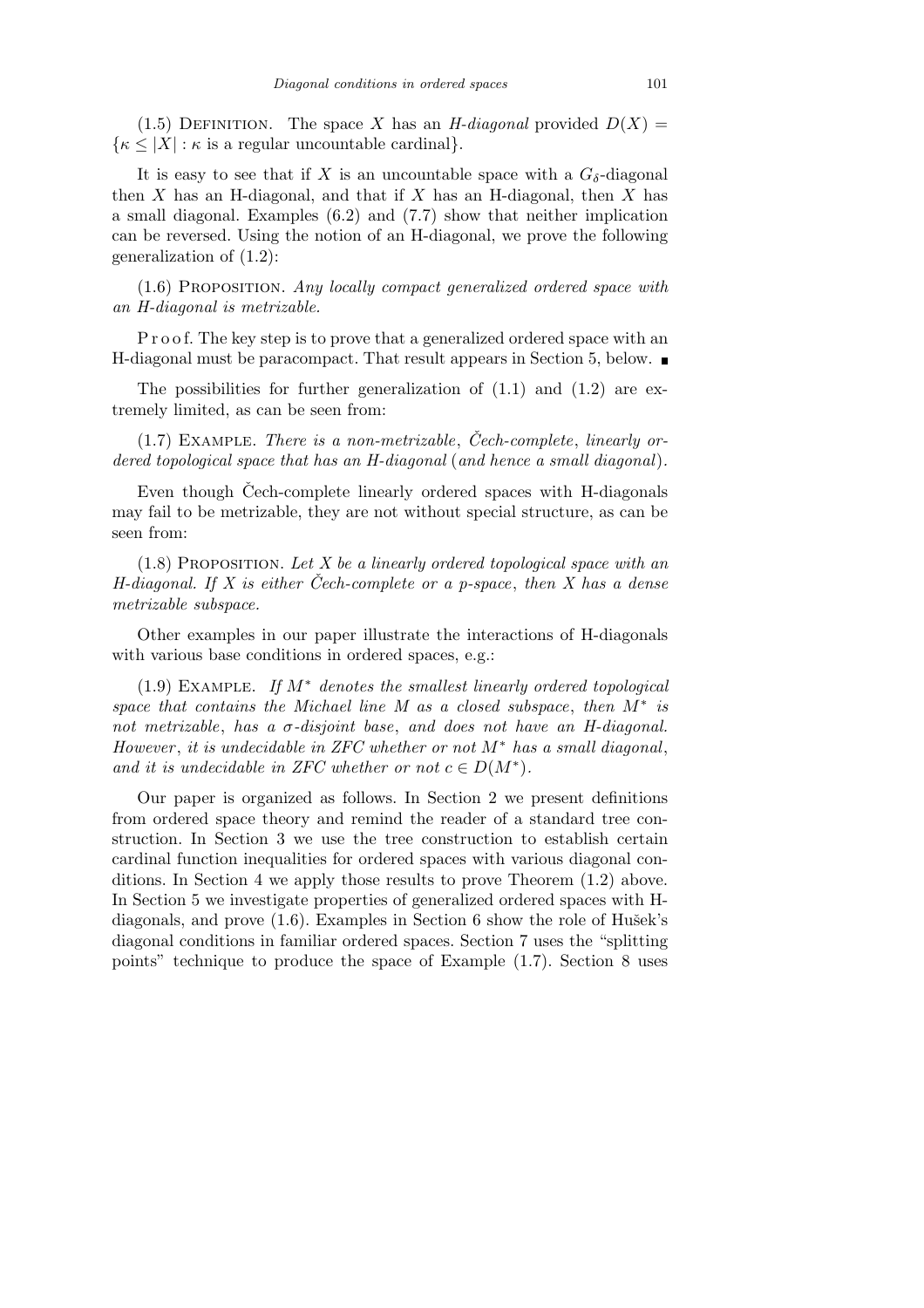(1.5) Definition. The space $X$ has an *H-diagonal* provided $D(X) = \{\kappa \leq |X| : \kappa \text{ is a regular uncountable cardinal}\}$.

It is easy to see that if $X$ is an uncountable space with a $G_\delta$-diagonal then $X$ has an H-diagonal, and that if $X$ has an H-diagonal, then $X$ has a small diagonal. Examples (6.2) and (7.7) show that neither implication can be reversed. Using the notion of an H-diagonal, we prove the following generalization of (1.2):

(1.6) Proposition. *Any locally compact generalized ordered space with an H-diagonal is metrizable.*

Proof. The key step is to prove that a generalized ordered space with an H-diagonal must be paracompact. That result appears in Section 5, below. ∎

The possibilities for further generalization of (1.1) and (1.2) are extremely limited, as can be seen from:

(1.7) Example. *There is a non-metrizable, Čech-complete, linearly ordered topological space that has an H-diagonal (and hence a small diagonal).*

Even though Čech-complete linearly ordered spaces with H-diagonals may fail to be metrizable, they are not without special structure, as can be seen from:

(1.8) Proposition. *Let $X$ be a linearly ordered topological space with an H-diagonal. If $X$ is either Čech-complete or a p-space, then $X$ has a dense metrizable subspace.*

Other examples in our paper illustrate the interactions of H-diagonals with various base conditions in ordered spaces, e.g.:

(1.9) Example. *If $M^*$ denotes the smallest linearly ordered topological space that contains the Michael line $M$ as a closed subspace, then $M^*$ is not metrizable, has a $\sigma$-disjoint base, and does not have an H-diagonal. However, it is undecidable in ZFC whether or not $M^*$ has a small diagonal, and it is undecidable in ZFC whether or not $c \in D(M^*)$.*

Our paper is organized as follows. In Section 2 we present definitions from ordered space theory and remind the reader of a standard tree construction. In Section 3 we use the tree construction to establish certain cardinal function inequalities for ordered spaces with various diagonal conditions. In Section 4 we apply those results to prove Theorem (1.2) above. In Section 5 we investigate properties of generalized ordered spaces with H-diagonals, and prove (1.6). Examples in Section 6 show the role of Hušek's diagonal conditions in familiar ordered spaces. Section 7 uses the "splitting points" technique to produce the space of Example (1.7). Section 8 uses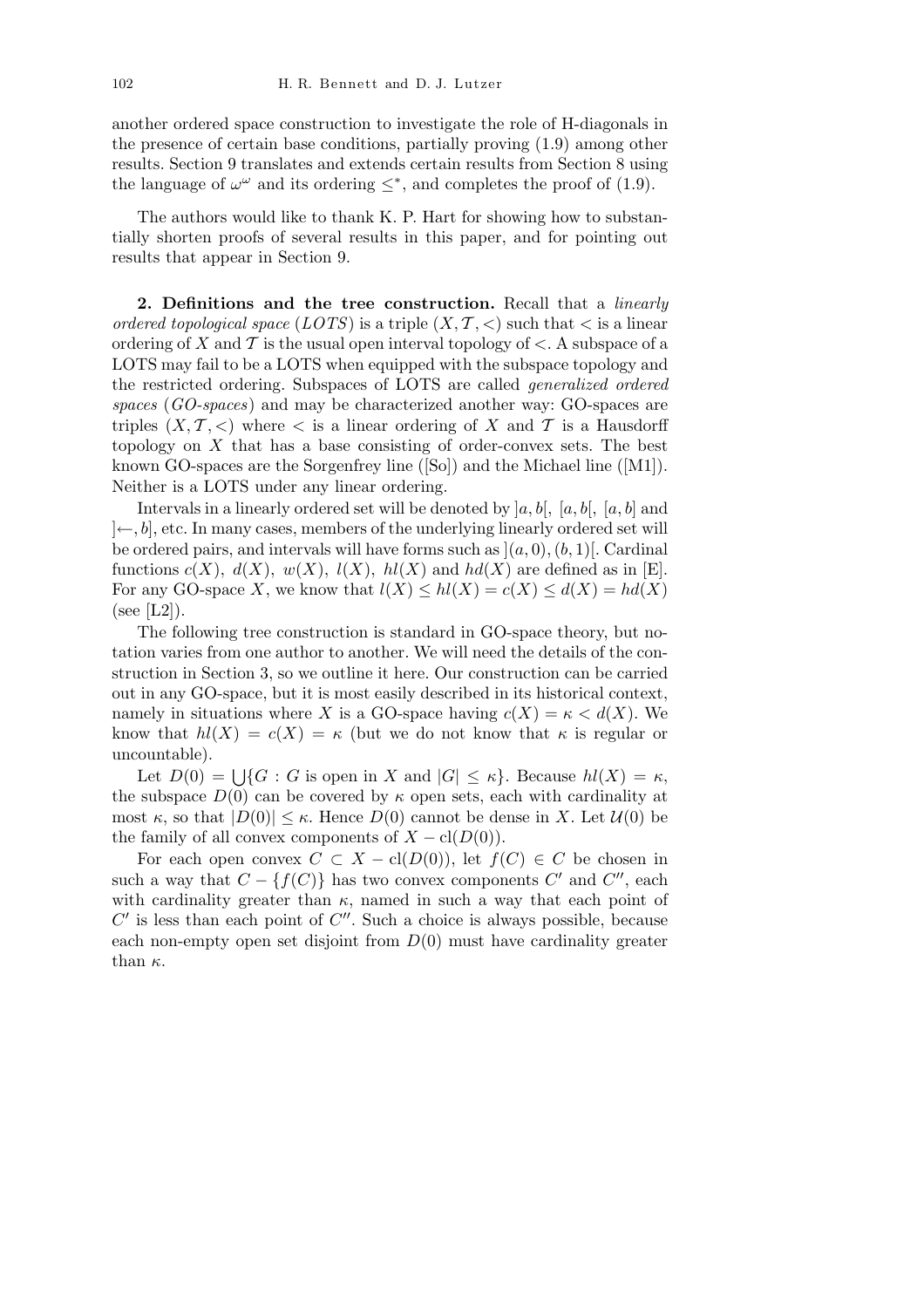another ordered space construction to investigate the role of H-diagonals in the presence of certain base conditions, partially proving (1.9) among other results. Section 9 translates and extends certain results from Section 8 using the language of $\omega^\omega$ and its ordering $\leq^*$, and completes the proof of (1.9).

The authors would like to thank K. P. Hart for showing how to substantially shorten proofs of several results in this paper, and for pointing out results that appear in Section 9.

**2. Definitions and the tree construction.** Recall that a *linearly ordered topological space* (*LOTS*) is a triple $(X, \mathcal{T}, <)$ such that $<$ is a linear ordering of $X$ and $\mathcal{T}$ is the usual open interval topology of $<$. A subspace of a LOTS may fail to be a LOTS when equipped with the subspace topology and the restricted ordering. Subspaces of LOTS are called *generalized ordered spaces* (*GO-spaces*) and may be characterized another way: GO-spaces are triples $(X, \mathcal{T}, <)$ where $<$ is a linear ordering of $X$ and $\mathcal{T}$ is a Hausdorff topology on $X$ that has a base consisting of order-convex sets. The best known GO-spaces are the Sorgenfrey line ([So]) and the Michael line ([M1]). Neither is a LOTS under any linear ordering.

Intervals in a linearly ordered set will be denoted by $]a,b[$, $[a,b[$, $[a,b]$ and $]\leftarrow,b]$, etc. In many cases, members of the underlying linearly ordered set will be ordered pairs, and intervals will have forms such as $](a,0),(b,1)[$. Cardinal functions $c(X)$, $d(X)$, $w(X)$, $l(X)$, $hl(X)$ and $hd(X)$ are defined as in [E]. For any GO-space $X$, we know that $l(X) \leq hl(X) = c(X) \leq d(X) = hd(X)$ (see [L2]).

The following tree construction is standard in GO-space theory, but notation varies from one author to another. We will need the details of the construction in Section 3, so we outline it here. Our construction can be carried out in any GO-space, but it is most easily described in its historical context, namely in situations where $X$ is a GO-space having $c(X) = \kappa < d(X)$. We know that $hl(X) = c(X) = \kappa$ (but we do not know that $\kappa$ is regular or uncountable).

Let $D(0) = \bigcup\{G : G \text{ is open in } X \text{ and } |G| \leq \kappa\}$. Because $hl(X) = \kappa$, the subspace $D(0)$ can be covered by $\kappa$ open sets, each with cardinality at most $\kappa$, so that $|D(0)| \leq \kappa$. Hence $D(0)$ cannot be dense in $X$. Let $\mathcal{U}(0)$ be the family of all convex components of $X - \mathrm{cl}(D(0))$.

For each open convex $C \subset X - \mathrm{cl}(D(0))$, let $f(C) \in C$ be chosen in such a way that $C - \{f(C)\}$ has two convex components $C'$ and $C''$, each with cardinality greater than $\kappa$, named in such a way that each point of $C'$ is less than each point of $C''$. Such a choice is always possible, because each non-empty open set disjoint from $D(0)$ must have cardinality greater than $\kappa$.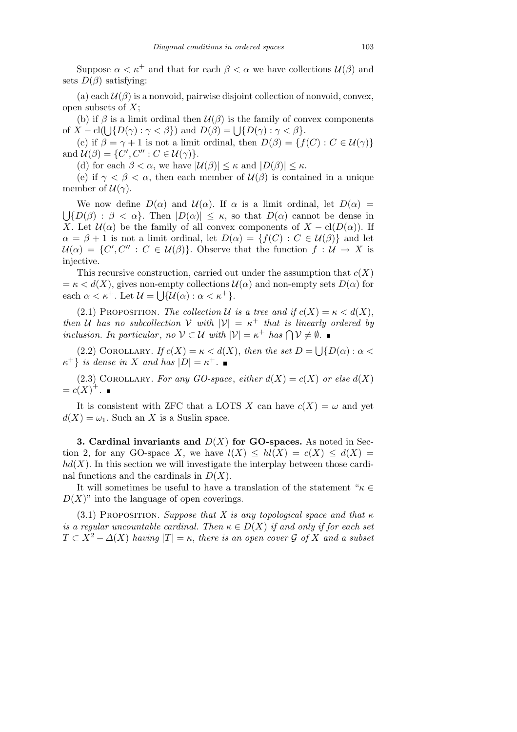Suppose $\alpha < \kappa^+$ and that for each $\beta < \alpha$ we have collections $\mathcal{U}(\beta)$ and sets $D(\beta)$ satisfying:

(a) each $\mathcal{U}(\beta)$ is a nonvoid, pairwise disjoint collection of nonvoid, convex, open subsets of $X$;

(b) if $\beta$ is a limit ordinal then $\mathcal{U}(\beta)$ is the family of convex components of $X - \operatorname{cl}(\bigcup\{D(\gamma) : \gamma < \beta\})$ and $D(\beta) = \bigcup\{D(\gamma) : \gamma < \beta\}$.

(c) if $\beta = \gamma + 1$ is not a limit ordinal, then $D(\beta) = \{f(C) : C \in \mathcal{U}(\gamma)\}$ and $\mathcal{U}(\beta) = \{C', C'' : C \in \mathcal{U}(\gamma)\}$.

(d) for each $\beta < \alpha$, we have $|\mathcal{U}(\beta)| \le \kappa$ and $|D(\beta)| \le \kappa$.

(e) if $\gamma < \beta < \alpha$, then each member of $\mathcal{U}(\beta)$ is contained in a unique member of $\mathcal{U}(\gamma)$.

We now define $D(\alpha)$ and $\mathcal{U}(\alpha)$. If $\alpha$ is a limit ordinal, let $D(\alpha) = \bigcup\{D(\beta) : \beta < \alpha\}$. Then $|D(\alpha)| \le \kappa$, so that $D(\alpha)$ cannot be dense in $X$. Let $\mathcal{U}(\alpha)$ be the family of all convex components of $X - \operatorname{cl}(D(\alpha))$. If $\alpha = \beta + 1$ is not a limit ordinal, let $D(\alpha) = \{f(C) : C \in \mathcal{U}(\beta)\}$ and let $\mathcal{U}(\alpha) = \{C', C'' : C \in \mathcal{U}(\beta)\}$. Observe that the function $f : \mathcal{U} \to X$ is injective.

This recursive construction, carried out under the assumption that $c(X) = \kappa < d(X)$, gives non-empty collections $\mathcal{U}(\alpha)$ and non-empty sets $D(\alpha)$ for each $\alpha < \kappa^+$. Let $\mathcal{U} = \bigcup\{\mathcal{U}(\alpha) : \alpha < \kappa^+\}$.

(2.1) Proposition. *The collection $\mathcal{U}$ is a tree and if $c(X) = \kappa < d(X)$, then $\mathcal{U}$ has no subcollection $\mathcal{V}$ with $|\mathcal{V}| = \kappa^+$ that is linearly ordered by inclusion. In particular, no $\mathcal{V} \subset \mathcal{U}$ with $|\mathcal{V}| = \kappa^+$ has $\bigcap \mathcal{V} \neq \emptyset$.* ∎

(2.2) Corollary. *If $c(X) = \kappa < d(X)$, then the set $D = \bigcup\{D(\alpha) : \alpha < \kappa^+\}$ is dense in $X$ and has $|D| = \kappa^+$.* ∎

(2.3) Corollary. *For any GO-space, either $d(X) = c(X)$ or else $d(X) = c(X)^+$.* ∎

It is consistent with ZFC that a LOTS $X$ can have $c(X) = \omega$ and yet $d(X) = \omega_1$. Such an $X$ is a Suslin space.

## 3. Cardinal invariants and $D(X)$ for GO-spaces.

As noted in Section 2, for any GO-space $X$, we have $l(X) \le hl(X) = c(X) \le d(X) = hd(X)$. In this section we will investigate the interplay between those cardinal functions and the cardinals in $D(X)$.

It will sometimes be useful to have a translation of the statement "$\kappa \in D(X)$" into the language of open coverings.

(3.1) Proposition. *Suppose that $X$ is any topological space and that $\kappa$ is a regular uncountable cardinal. Then $\kappa \in D(X)$ if and only if for each set $T \subset X^2 - \Delta(X)$ having $|T| = \kappa$, there is an open cover $\mathcal{G}$ of $X$ and a subset*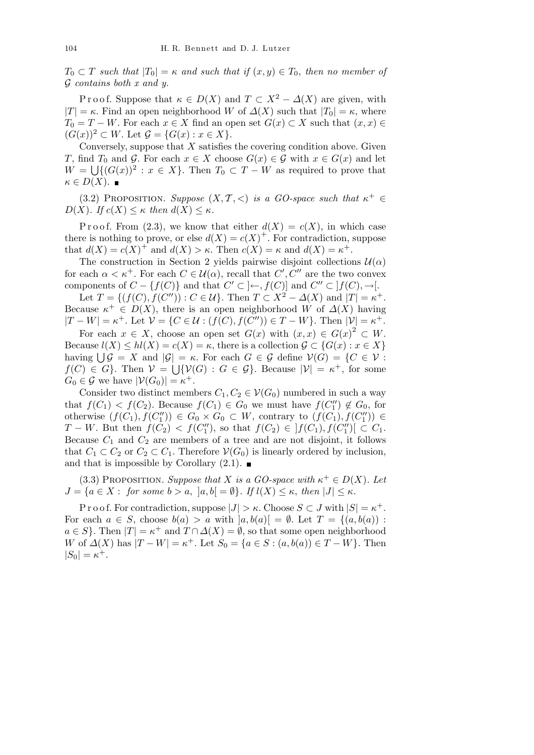*$T_0 \subset T$ such that $|T_0| = \kappa$ and such that if $(x, y) \in T_0$, then no member of $\mathcal{G}$ contains both $x$ and $y$.*

Proof. Suppose that $\kappa \in D(X)$ and $T \subset X^2 - \Delta(X)$ are given, with $|T| = \kappa$. Find an open neighborhood $W$ of $\Delta(X)$ such that $|T_0| = \kappa$, where $T_0 = T - W$. For each $x \in X$ find an open set $G(x) \subset X$ such that $(x, x) \in (G(x))^2 \subset W$. Let $\mathcal{G} = \{G(x) : x \in X\}$.

Conversely, suppose that $X$ satisfies the covering condition above. Given $T$, find $T_0$ and $\mathcal{G}$. For each $x \in X$ choose $G(x) \in \mathcal{G}$ with $x \in G(x)$ and let $W = \bigcup\{(G(x))^2 : x \in X\}$. Then $T_0 \subset T - W$ as required to prove that $\kappa \in D(X)$. ∎

(3.2) Proposition. *Suppose $(X, \mathcal{T}, <)$ is a GO-space such that $\kappa^+ \in D(X)$. If $c(X) \le \kappa$ then $d(X) \le \kappa$.*

Proof. From (2.3), we know that either $d(X) = c(X)$, in which case there is nothing to prove, or else $d(X) = c(X)^+$. For contradiction, suppose that $d(X) = c(X)^+$ and $d(X) > \kappa$. Then $c(X) = \kappa$ and $d(X) = \kappa^+$.

The construction in Section 2 yields pairwise disjoint collections $\mathcal{U}(\alpha)$ for each $\alpha < \kappa^+$. For each $C \in \mathcal{U}(\alpha)$, recall that $C', C''$ are the two convex components of $C - \{f(C)\}$ and that $C' \subset ]\leftarrow, f(C)]$ and $C'' \subset ]f(C), \rightarrow[$.

Let $T = \{(f(C), f(C'')) : C \in \mathcal{U}\}$. Then $T \subset X^2 - \Delta(X)$ and $|T| = \kappa^+$. Because $\kappa^+ \in D(X)$, there is an open neighborhood $W$ of $\Delta(X)$ having $|T - W| = \kappa^+$. Let $\mathcal{V} = \{C \in \mathcal{U} : (f(C), f(C'')) \in T - W\}$. Then $|\mathcal{V}| = \kappa^+$.

For each $x \in X$, choose an open set $G(x)$ with $(x, x) \in G(x)^2 \subset W$. Because $l(X) \le hl(X) = c(X) = \kappa$, there is a collection $\mathcal{G} \subset \{G(x) : x \in X\}$ having $\bigcup \mathcal{G} = X$ and $|\mathcal{G}| = \kappa$. For each $G \in \mathcal{G}$ define $\mathcal{V}(G) = \{C \in \mathcal{V} : f(C) \in G\}$. Then $\mathcal{V} = \bigcup\{\mathcal{V}(G) : G \in \mathcal{G}\}$. Because $|\mathcal{V}| = \kappa^+$, for some $G_0 \in \mathcal{G}$ we have $|\mathcal{V}(G_0)| = \kappa^+$.

Consider two distinct members $C_1, C_2 \in \mathcal{V}(G_0)$ numbered in such a way that $f(C_1) < f(C_2)$. Because $f(C_1) \in G_0$ we must have $f(C_1'') \notin G_0$, for otherwise $(f(C_1), f(C_1'')) \in G_0 \times G_0 \subset W$, contrary to $(f(C_1), f(C_1'')) \in T - W$. But then $f(C_2) < f(C_1'')$, so that $f(C_2) \in ]f(C_1), f(C_1'')[ \subset C_1$. Because $C_1$ and $C_2$ are members of a tree and are not disjoint, it follows that $C_1 \subset C_2$ or $C_2 \subset C_1$. Therefore $\mathcal{V}(G_0)$ is linearly ordered by inclusion, and that is impossible by Corollary (2.1). ∎

(3.3) Proposition. *Suppose that $X$ is a GO-space with $\kappa^+ \in D(X)$. Let $J = \{a \in X :$ for some $b > a$, $]a, b[ = \emptyset\}$. If $l(X) \le \kappa$, then $|J| \le \kappa$.*

Proof. For contradiction, suppose $|J| > \kappa$. Choose $S \subset J$ with $|S| = \kappa^+$. For each $a \in S$, choose $b(a) > a$ with $]a, b(a)[ = \emptyset$. Let $T = \{(a, b(a)) : a \in S\}$. Then $|T| = \kappa^+$ and $T \cap \Delta(X) = \emptyset$, so that some open neighborhood $W$ of $\Delta(X)$ has $|T - W| = \kappa^+$. Let $S_0 = \{a \in S : (a, b(a)) \in T - W\}$. Then $|S_0| = \kappa^+$.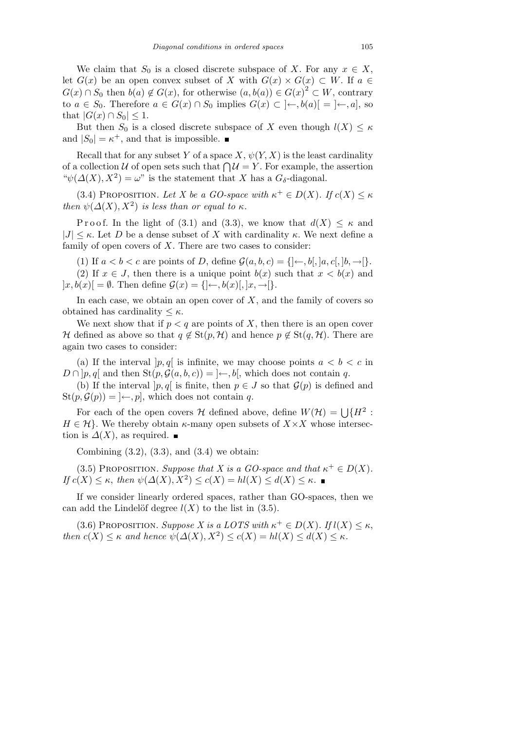We claim that $S_0$ is a closed discrete subspace of $X$. For any $x \in X$, let $G(x)$ be an open convex subset of $X$ with $G(x) \times G(x) \subset W$. If $a \in G(x) \cap S_0$ then $b(a) \notin G(x)$, for otherwise $(a, b(a)) \in G(x)^2 \subset W$, contrary to $a \in S_0$. Therefore $a \in G(x) \cap S_0$ implies $G(x) \subset ]\leftarrow, b(a)[ = ]\leftarrow, a]$, so that $|G(x) \cap S_0| \leq 1$.

But then $S_0$ is a closed discrete subspace of $X$ even though $l(X) \leq \kappa$ and $|S_0| = \kappa^+$, and that is impossible. ∎

Recall that for any subset $Y$ of a space $X$, $\psi(Y, X)$ is the least cardinality of a collection $\mathcal{U}$ of open sets such that $\bigcap \mathcal{U} = Y$. For example, the assertion "$\psi(\Delta(X), X^2) = \omega$" is the statement that $X$ has a $G_\delta$-diagonal.

(3.4) Proposition. *Let $X$ be a GO-space with $\kappa^+ \in D(X)$. If $c(X) \leq \kappa$ then $\psi(\Delta(X), X^2)$ is less than or equal to $\kappa$.*

Proof. In the light of (3.1) and (3.3), we know that $d(X) \leq \kappa$ and $|J| \leq \kappa$. Let $D$ be a dense subset of $X$ with cardinality $\kappa$. We next define a family of open covers of $X$. There are two cases to consider:

(1) If $a < b < c$ are points of $D$, define $\mathcal{G}(a, b, c) = \{]\leftarrow, b[, ]a, c[, ]b, \rightarrow[\}$.

(2) If $x \in J$, then there is a unique point $b(x)$ such that $x < b(x)$ and $]x, b(x)[ = \emptyset$. Then define $\mathcal{G}(x) = \{]\leftarrow, b(x)[, ]x, \rightarrow[\}$.

In each case, we obtain an open cover of $X$, and the family of covers so obtained has cardinality $\leq \kappa$.

We next show that if $p < q$ are points of $X$, then there is an open cover $\mathcal{H}$ defined as above so that $q \notin \mathrm{St}(p, \mathcal{H})$ and hence $p \notin \mathrm{St}(q, \mathcal{H})$. There are again two cases to consider:

(a) If the interval $]p, q[$ is infinite, we may choose points $a < b < c$ in $D \cap ]p, q[$ and then $\mathrm{St}(p, \mathcal{G}(a, b, c)) = ]\leftarrow, b[$, which does not contain $q$.

(b) If the interval $]p, q[$ is finite, then $p \in J$ so that $\mathcal{G}(p)$ is defined and $\mathrm{St}(p, \mathcal{G}(p)) = ]\leftarrow, p]$, which does not contain $q$.

For each of the open covers $\mathcal{H}$ defined above, define $W(\mathcal{H}) = \bigcup \{H^2 : H \in \mathcal{H}\}$. We thereby obtain $\kappa$-many open subsets of $X \times X$ whose intersection is $\Delta(X)$, as required. ∎

Combining (3.2), (3.3), and (3.4) we obtain:

(3.5) Proposition. *Suppose that $X$ is a GO-space and that $\kappa^+ \in D(X)$. If $c(X) \leq \kappa$, then $\psi(\Delta(X), X^2) \leq c(X) = hl(X) \leq d(X) \leq \kappa$.* ∎

If we consider linearly ordered spaces, rather than GO-spaces, then we can add the Lindelöf degree $l(X)$ to the list in (3.5).

(3.6) Proposition. *Suppose $X$ is a LOTS with $\kappa^+ \in D(X)$. If $l(X) \leq \kappa$, then $c(X) \leq \kappa$ and hence $\psi(\Delta(X), X^2) \leq c(X) = hl(X) \leq d(X) \leq \kappa$.*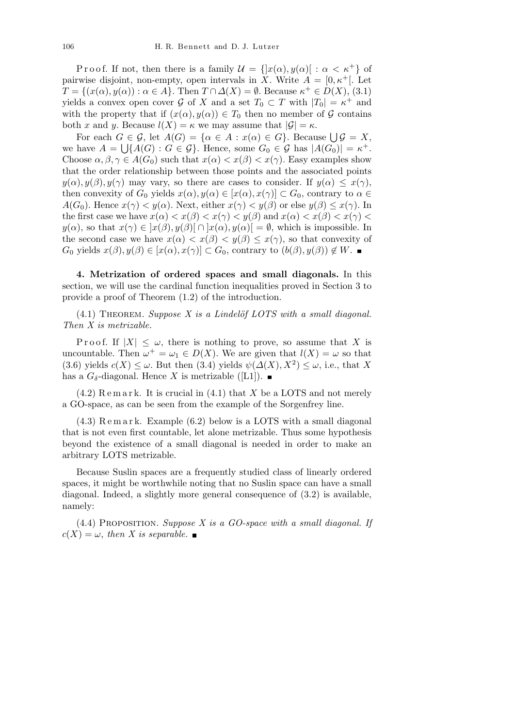Proof. If not, then there is a family $\mathcal{U} = \{]x(\alpha), y(\alpha)[ \, : \alpha < \kappa^+\}$ of pairwise disjoint, non-empty, open intervals in $X$. Write $A = [0, \kappa^+[$. Let $T = \{(x(\alpha), y(\alpha)) : \alpha \in A\}$. Then $T \cap \Delta(X) = \emptyset$. Because $\kappa^+ \in D(X)$, (3.1) yields a convex open cover $\mathcal{G}$ of $X$ and a set $T_0 \subset T$ with $|T_0| = \kappa^+$ and with the property that if $(x(\alpha), y(\alpha)) \in T_0$ then no member of $\mathcal{G}$ contains both $x$ and $y$. Because $l(X) = \kappa$ we may assume that $|\mathcal{G}| = \kappa$.

For each $G \in \mathcal{G}$, let $A(G) = \{\alpha \in A : x(\alpha) \in G\}$. Because $\bigcup \mathcal{G} = X$, we have $A = \bigcup\{A(G) : G \in \mathcal{G}\}$. Hence, some $G_0 \in \mathcal{G}$ has $|A(G_0)| = \kappa^+$. Choose $\alpha, \beta, \gamma \in A(G_0)$ such that $x(\alpha) < x(\beta) < x(\gamma)$. Easy examples show that the order relationship between those points and the associated points $y(\alpha), y(\beta), y(\gamma)$ may vary, so there are cases to consider. If $y(\alpha) \le x(\gamma)$, then convexity of $G_0$ yields $x(\alpha), y(\alpha) \in [x(\alpha), x(\gamma)] \subset G_0$, contrary to $\alpha \in A(G_0)$. Hence $x(\gamma) < y(\alpha)$. Next, either $x(\gamma) < y(\beta)$ or else $y(\beta) \le x(\gamma)$. In the first case we have $x(\alpha) < x(\beta) < x(\gamma) < y(\beta)$ and $x(\alpha) < x(\beta) < x(\gamma) < y(\alpha)$, so that $x(\gamma) \in \, ]x(\beta), y(\beta)[ \, \cap \, ]x(\alpha), y(\alpha)[ \, = \emptyset$, which is impossible. In the second case we have $x(\alpha) < x(\beta) < y(\beta) \le x(\gamma)$, so that convexity of $G_0$ yields $x(\beta), y(\beta) \in [x(\alpha), x(\gamma)] \subset G_0$, contrary to $(b(\beta), y(\beta)) \notin W$. ∎

**4. Metrization of ordered spaces and small diagonals.** In this section, we will use the cardinal function inequalities proved in Section 3 to provide a proof of Theorem (1.2) of the introduction.

(4.1) Theorem. *Suppose $X$ is a Lindelöf LOTS with a small diagonal. Then $X$ is metrizable.*

Proof. If $|X| \le \omega$, there is nothing to prove, so assume that $X$ is uncountable. Then $\omega^+ = \omega_1 \in D(X)$. We are given that $l(X) = \omega$ so that (3.6) yields $c(X) \le \omega$. But then (3.4) yields $\psi(\Delta(X), X^2) \le \omega$, i.e., that $X$ has a $G_\delta$-diagonal. Hence $X$ is metrizable ([L1]). ∎

(4.2) Remark. It is crucial in (4.1) that $X$ be a LOTS and not merely a GO-space, as can be seen from the example of the Sorgenfrey line.

(4.3) Remark. Example (6.2) below is a LOTS with a small diagonal that is not even first countable, let alone metrizable. Thus some hypothesis beyond the existence of a small diagonal is needed in order to make an arbitrary LOTS metrizable.

Because Suslin spaces are a frequently studied class of linearly ordered spaces, it might be worthwhile noting that no Suslin space can have a small diagonal. Indeed, a slightly more general consequence of (3.2) is available, namely:

(4.4) Proposition. *Suppose $X$ is a GO-space with a small diagonal. If $c(X) = \omega$, then $X$ is separable.* ∎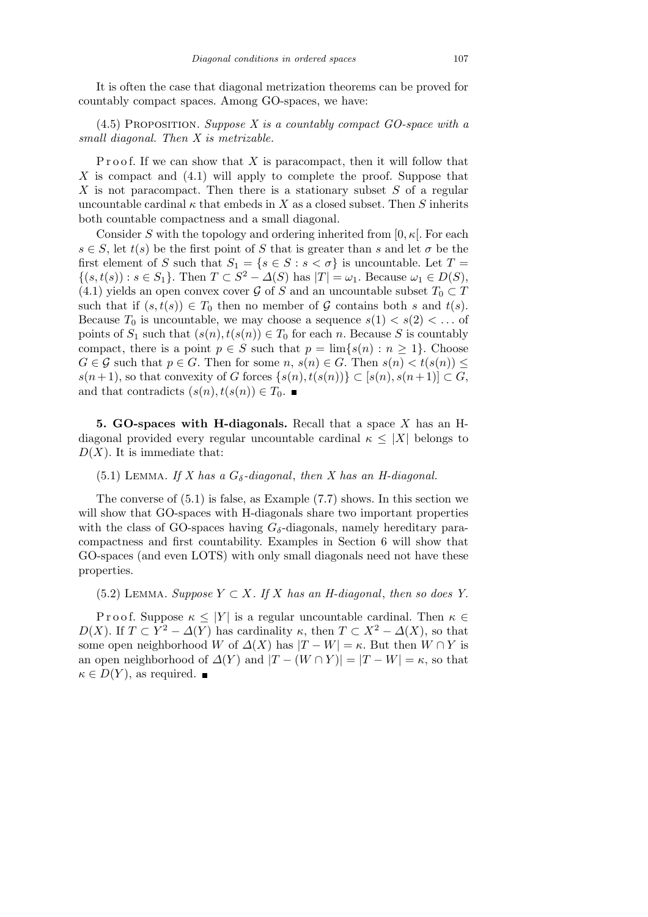It is often the case that diagonal metrization theorems can be proved for countably compact spaces. Among GO-spaces, we have:

(4.5) Proposition. *Suppose $X$ is a countably compact GO-space with a small diagonal. Then $X$ is metrizable.*

Proof. If we can show that $X$ is paracompact, then it will follow that $X$ is compact and (4.1) will apply to complete the proof. Suppose that $X$ is not paracompact. Then there is a stationary subset $S$ of a regular uncountable cardinal $\kappa$ that embeds in $X$ as a closed subset. Then $S$ inherits both countable compactness and a small diagonal.

Consider $S$ with the topology and ordering inherited from $[0, \kappa[$. For each $s \in S$, let $t(s)$ be the first point of $S$ that is greater than $s$ and let $\sigma$ be the first element of $S$ such that $S_1 = \{s \in S : s < \sigma\}$ is uncountable. Let $T = \{(s, t(s)) : s \in S_1\}$. Then $T \subset S^2 - \Delta(S)$ has $|T| = \omega_1$. Because $\omega_1 \in D(S)$, (4.1) yields an open convex cover $\mathcal{G}$ of $S$ and an uncountable subset $T_0 \subset T$ such that if $(s, t(s)) \in T_0$ then no member of $\mathcal{G}$ contains both $s$ and $t(s)$. Because $T_0$ is uncountable, we may choose a sequence $s(1) < s(2) < \ldots$ of points of $S_1$ such that $(s(n), t(s(n))) \in T_0$ for each $n$. Because $S$ is countably compact, there is a point $p \in S$ such that $p = \lim\{s(n) : n \geq 1\}$. Choose $G \in \mathcal{G}$ such that $p \in G$. Then for some $n$, $s(n) \in G$. Then $s(n) < t(s(n)) \leq s(n+1)$, so that convexity of $G$ forces $\{s(n), t(s(n))\} \subset [s(n), s(n+1)] \subset G$, and that contradicts $(s(n), t(s(n))) \in T_0$. ■

**5. GO-spaces with H-diagonals.** Recall that a space $X$ has an H-diagonal provided every regular uncountable cardinal $\kappa \leq |X|$ belongs to $D(X)$. It is immediate that:

(5.1) Lemma. *If $X$ has a $G_\delta$-diagonal, then $X$ has an H-diagonal.*

The converse of (5.1) is false, as Example (7.7) shows. In this section we will show that GO-spaces with H-diagonals share two important properties with the class of GO-spaces having $G_\delta$-diagonals, namely hereditary paracompactness and first countability. Examples in Section 6 will show that GO-spaces (and even LOTS) with only small diagonals need not have these properties.

(5.2) Lemma. *Suppose $Y \subset X$. If $X$ has an H-diagonal, then so does $Y$.*

Proof. Suppose $\kappa \leq |Y|$ is a regular uncountable cardinal. Then $\kappa \in D(X)$. If $T \subset Y^2 - \Delta(Y)$ has cardinality $\kappa$, then $T \subset X^2 - \Delta(X)$, so that some open neighborhood $W$ of $\Delta(X)$ has $|T - W| = \kappa$. But then $W \cap Y$ is an open neighborhood of $\Delta(Y)$ and $|T - (W \cap Y)| = |T - W| = \kappa$, so that $\kappa \in D(Y)$, as required. ■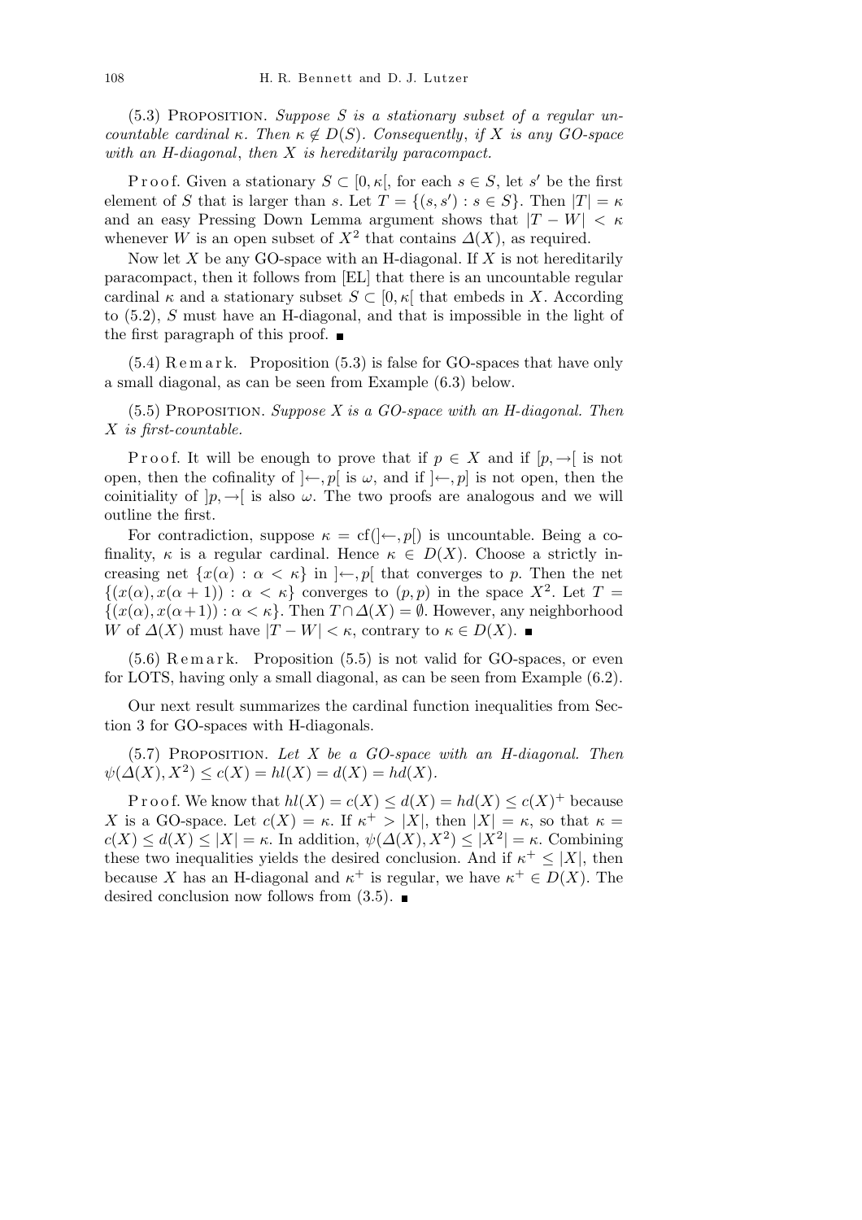(5.3) Proposition. *Suppose $S$ is a stationary subset of a regular uncountable cardinal $\kappa$. Then $\kappa \notin D(S)$. Consequently, if $X$ is any GO-space with an H-diagonal, then $X$ is hereditarily paracompact.*

Proof. Given a stationary $S \subset [0, \kappa[$, for each $s \in S$, let $s'$ be the first element of $S$ that is larger than $s$. Let $T = \{(s, s') : s \in S\}$. Then $|T| = \kappa$ and an easy Pressing Down Lemma argument shows that $|T - W| < \kappa$ whenever $W$ is an open subset of $X^2$ that contains $\Delta(X)$, as required.

Now let $X$ be any GO-space with an H-diagonal. If $X$ is not hereditarily paracompact, then it follows from [EL] that there is an uncountable regular cardinal $\kappa$ and a stationary subset $S \subset [0, \kappa[$ that embeds in $X$. According to (5.2), $S$ must have an H-diagonal, and that is impossible in the light of the first paragraph of this proof. ■

(5.4) Remark. Proposition (5.3) is false for GO-spaces that have only a small diagonal, as can be seen from Example (6.3) below.

(5.5) Proposition. *Suppose $X$ is a GO-space with an H-diagonal. Then $X$ is first-countable.*

Proof. It will be enough to prove that if $p \in X$ and if $[p, \rightarrow[$ is not open, then the cofinality of $]\leftarrow, p[$ is $\omega$, and if $]\leftarrow, p]$ is not open, then the coinitiality of $]p, \rightarrow[$ is also $\omega$. The two proofs are analogous and we will outline the first.

For contradiction, suppose $\kappa = \mathrm{cf}(]\leftarrow, p[)$ is uncountable. Being a cofinality, $\kappa$ is a regular cardinal. Hence $\kappa \in D(X)$. Choose a strictly increasing net $\{x(\alpha) : \alpha < \kappa\}$ in $]\leftarrow, p[$ that converges to $p$. Then the net $\{(x(\alpha), x(\alpha + 1)) : \alpha < \kappa\}$ converges to $(p, p)$ in the space $X^2$. Let $T = \{(x(\alpha), x(\alpha+1)) : \alpha < \kappa\}$. Then $T \cap \Delta(X) = \emptyset$. However, any neighborhood $W$ of $\Delta(X)$ must have $|T - W| < \kappa$, contrary to $\kappa \in D(X)$. ■

(5.6) Remark. Proposition (5.5) is not valid for GO-spaces, or even for LOTS, having only a small diagonal, as can be seen from Example (6.2).

Our next result summarizes the cardinal function inequalities from Section 3 for GO-spaces with H-diagonals.

(5.7) Proposition. *Let $X$ be a GO-space with an H-diagonal. Then $\psi(\Delta(X), X^2) \le c(X) = hl(X) = d(X) = hd(X)$.*

Proof. We know that $hl(X) = c(X) \le d(X) = hd(X) \le c(X)^+$ because $X$ is a GO-space. Let $c(X) = \kappa$. If $\kappa^+ > |X|$, then $|X| = \kappa$, so that $\kappa = c(X) \le d(X) \le |X| = \kappa$. In addition, $\psi(\Delta(X), X^2) \le |X^2| = \kappa$. Combining these two inequalities yields the desired conclusion. And if $\kappa^+ \le |X|$, then because $X$ has an H-diagonal and $\kappa^+$ is regular, we have $\kappa^+ \in D(X)$. The desired conclusion now follows from (3.5). ■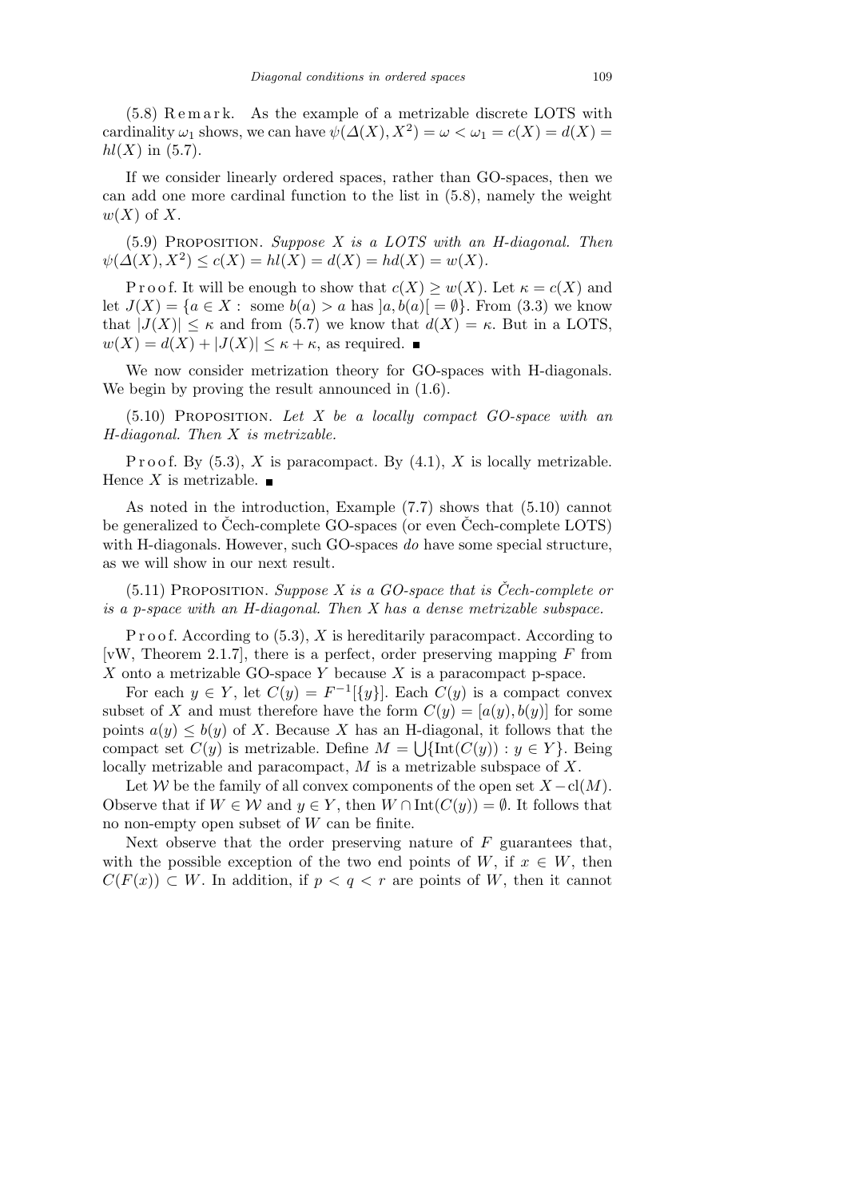(5.8) Remark. As the example of a metrizable discrete LOTS with cardinality $\omega_1$ shows, we can have $\psi(\Delta(X), X^2) = \omega < \omega_1 = c(X) = d(X) = hl(X)$ in (5.7).

If we consider linearly ordered spaces, rather than GO-spaces, then we can add one more cardinal function to the list in (5.8), namely the weight $w(X)$ of $X$.

(5.9) Proposition. *Suppose $X$ is a LOTS with an H-diagonal. Then $\psi(\Delta(X), X^2) \le c(X) = hl(X) = d(X) = hd(X) = w(X)$.*

Proof. It will be enough to show that $c(X) \ge w(X)$. Let $\kappa = c(X)$ and let $J(X) = \{a \in X : \text{ some } b(a) > a \text{ has } ]a, b(a)[ = \emptyset\}$. From (3.3) we know that $|J(X)| \le \kappa$ and from (5.7) we know that $d(X) = \kappa$. But in a LOTS, $w(X) = d(X) + |J(X)| \le \kappa + \kappa$, as required. ■

We now consider metrization theory for GO-spaces with H-diagonals. We begin by proving the result announced in (1.6).

(5.10) Proposition. *Let $X$ be a locally compact GO-space with an H-diagonal. Then $X$ is metrizable.*

Proof. By (5.3), $X$ is paracompact. By (4.1), $X$ is locally metrizable. Hence $X$ is metrizable. ■

As noted in the introduction, Example (7.7) shows that (5.10) cannot be generalized to Čech-complete GO-spaces (or even Čech-complete LOTS) with H-diagonals. However, such GO-spaces *do* have some special structure, as we will show in our next result.

(5.11) Proposition. *Suppose $X$ is a GO-space that is Čech-complete or is a p-space with an H-diagonal. Then $X$ has a dense metrizable subspace.*

Proof. According to (5.3), $X$ is hereditarily paracompact. According to [vW, Theorem 2.1.7], there is a perfect, order preserving mapping $F$ from $X$ onto a metrizable GO-space $Y$ because $X$ is a paracompact p-space.

For each $y \in Y$, let $C(y) = F^{-1}[\{y\}]$. Each $C(y)$ is a compact convex subset of $X$ and must therefore have the form $C(y) = [a(y), b(y)]$ for some points $a(y) \le b(y)$ of $X$. Because $X$ has an H-diagonal, it follows that the compact set $C(y)$ is metrizable. Define $M = \bigcup\{\text{Int}(C(y)) : y \in Y\}$. Being locally metrizable and paracompact, $M$ is a metrizable subspace of $X$.

Let $\mathcal{W}$ be the family of all convex components of the open set $X - \text{cl}(M)$. Observe that if $W \in \mathcal{W}$ and $y \in Y$, then $W \cap \text{Int}(C(y)) = \emptyset$. It follows that no non-empty open subset of $W$ can be finite.

Next observe that the order preserving nature of $F$ guarantees that, with the possible exception of the two end points of $W$, if $x \in W$, then $C(F(x)) \subset W$. In addition, if $p < q < r$ are points of $W$, then it cannot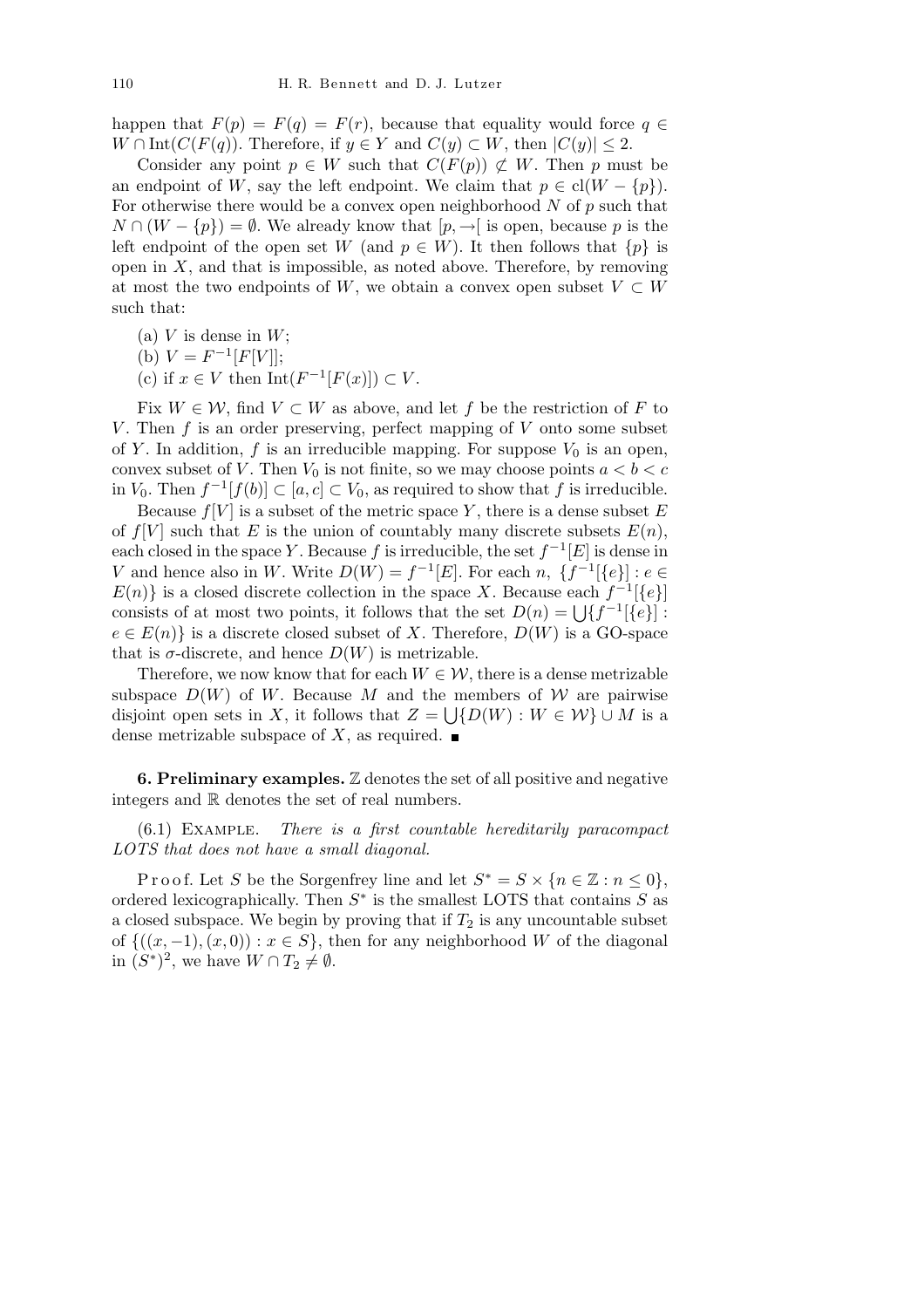happen that $F(p) = F(q) = F(r)$, because that equality would force $q \in W \cap \mathrm{Int}(C(F(q))$. Therefore, if $y \in Y$ and $C(y) \subset W$, then $|C(y)| \leq 2$.

Consider any point $p \in W$ such that $C(F(p)) \not\subset W$. Then $p$ must be an endpoint of $W$, say the left endpoint. We claim that $p \in \mathrm{cl}(W - \{p\})$. For otherwise there would be a convex open neighborhood $N$ of $p$ such that $N \cap (W - \{p\}) = \emptyset$. We already know that $[p, \rightarrow[$ is open, because $p$ is the left endpoint of the open set $W$ (and $p \in W$). It then follows that $\{p\}$ is open in $X$, and that is impossible, as noted above. Therefore, by removing at most the two endpoints of $W$, we obtain a convex open subset $V \subset W$ such that:

(a) $V$ is dense in $W$;
(b) $V = F^{-1}[F[V]]$;
(c) if $x \in V$ then $\mathrm{Int}(F^{-1}[F(x)]) \subset V$.

Fix $W \in \mathcal{W}$, find $V \subset W$ as above, and let $f$ be the restriction of $F$ to $V$. Then $f$ is an order preserving, perfect mapping of $V$ onto some subset of $Y$. In addition, $f$ is an irreducible mapping. For suppose $V_0$ is an open, convex subset of $V$. Then $V_0$ is not finite, so we may choose points $a < b < c$ in $V_0$. Then $f^{-1}[f(b)] \subset [a, c] \subset V_0$, as required to show that $f$ is irreducible.

Because $f[V]$ is a subset of the metric space $Y$, there is a dense subset $E$ of $f[V]$ such that $E$ is the union of countably many discrete subsets $E(n)$, each closed in the space $Y$. Because $f$ is irreducible, the set $f^{-1}[E]$ is dense in $V$ and hence also in $W$. Write $D(W) = f^{-1}[E]$. For each $n$, $\{f^{-1}[\{e\}] : e \in E(n)\}$ is a closed discrete collection in the space $X$. Because each $f^{-1}[\{e\}]$ consists of at most two points, it follows that the set $D(n) = \bigcup\{f^{-1}[\{e\}] : e \in E(n)\}$ is a discrete closed subset of $X$. Therefore, $D(W)$ is a GO-space that is $\sigma$-discrete, and hence $D(W)$ is metrizable.

Therefore, we now know that for each $W \in \mathcal{W}$, there is a dense metrizable subspace $D(W)$ of $W$. Because $M$ and the members of $\mathcal{W}$ are pairwise disjoint open sets in $X$, it follows that $Z = \bigcup\{D(W) : W \in \mathcal{W}\} \cup M$ is a dense metrizable subspace of $X$, as required. ∎

**6. Preliminary examples.** $\mathbb{Z}$ denotes the set of all positive and negative integers and $\mathbb{R}$ denotes the set of real numbers.

(6.1) Example. *There is a first countable hereditarily paracompact LOTS that does not have a small diagonal.*

Proof. Let $S$ be the Sorgenfrey line and let $S^* = S \times \{n \in \mathbb{Z} : n \leq 0\}$, ordered lexicographically. Then $S^*$ is the smallest LOTS that contains $S$ as a closed subspace. We begin by proving that if $T_2$ is any uncountable subset of $\{((x, -1), (x, 0)) : x \in S\}$, then for any neighborhood $W$ of the diagonal in $(S^*)^2$, we have $W \cap T_2 \neq \emptyset$.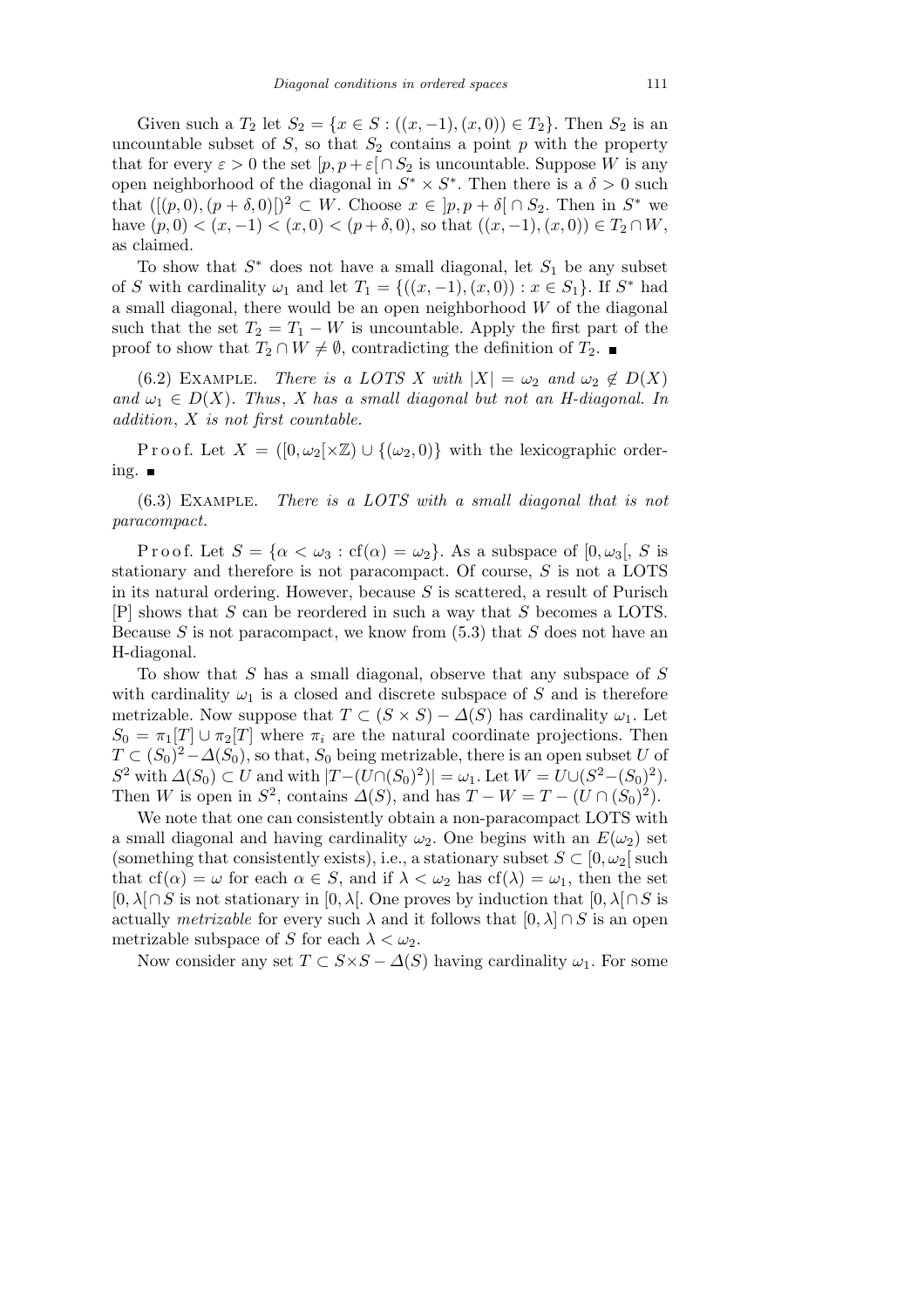Given such a $T_2$ let $S_2 = \{x \in S : ((x,-1),(x,0)) \in T_2\}$. Then $S_2$ is an uncountable subset of $S$, so that $S_2$ contains a point $p$ with the property that for every $\varepsilon > 0$ the set $[p, p+\varepsilon[ \cap S_2$ is uncountable. Suppose $W$ is any open neighborhood of the diagonal in $S^* \times S^*$. Then there is a $\delta > 0$ such that $([(p,0),(p+\delta,0)[)^2 \subset W$. Choose $x \in ]p, p+\delta[ \cap S_2$. Then in $S^*$ we have $(p,0) < (x,-1) < (x,0) < (p+\delta,0)$, so that $((x,-1),(x,0)) \in T_2 \cap W$, as claimed.

To show that $S^*$ does not have a small diagonal, let $S_1$ be any subset of $S$ with cardinality $\omega_1$ and let $T_1 = \{((x,-1),(x,0)) : x \in S_1\}$. If $S^*$ had a small diagonal, there would be an open neighborhood $W$ of the diagonal such that the set $T_2 = T_1 - W$ is uncountable. Apply the first part of the proof to show that $T_2 \cap W \neq \emptyset$, contradicting the definition of $T_2$. ■

(6.2) Example. *There is a LOTS $X$ with $|X| = \omega_2$ and $\omega_2 \notin D(X)$ and $\omega_1 \in D(X)$. Thus, $X$ has a small diagonal but not an H-diagonal. In addition, $X$ is not first countable.*

Proof. Let $X = ([0,\omega_2[ \times \mathbb{Z}) \cup \{(\omega_2, 0)\}$ with the lexicographic ordering. ■

(6.3) Example. *There is a LOTS with a small diagonal that is not paracompact.*

Proof. Let $S = \{\alpha < \omega_3 : \mathrm{cf}(\alpha) = \omega_2\}$. As a subspace of $[0,\omega_3[$, $S$ is stationary and therefore is not paracompact. Of course, $S$ is not a LOTS in its natural ordering. However, because $S$ is scattered, a result of Purisch [P] shows that $S$ can be reordered in such a way that $S$ becomes a LOTS. Because $S$ is not paracompact, we know from (5.3) that $S$ does not have an H-diagonal.

To show that $S$ has a small diagonal, observe that any subspace of $S$ with cardinality $\omega_1$ is a closed and discrete subspace of $S$ and is therefore metrizable. Now suppose that $T \subset (S \times S) - \Delta(S)$ has cardinality $\omega_1$. Let $S_0 = \pi_1[T] \cup \pi_2[T]$ where $\pi_i$ are the natural coordinate projections. Then $T \subset (S_0)^2 - \Delta(S_0)$, so that, $S_0$ being metrizable, there is an open subset $U$ of $S^2$ with $\Delta(S_0) \subset U$ and with $|T - (U \cap (S_0)^2)| = \omega_1$. Let $W = U \cup (S^2 - (S_0)^2)$. Then $W$ is open in $S^2$, contains $\Delta(S)$, and has $T - W = T - (U \cap (S_0)^2)$.

We note that one can consistently obtain a non-paracompact LOTS with a small diagonal and having cardinality $\omega_2$. One begins with an $E(\omega_2)$ set (something that consistently exists), i.e., a stationary subset $S \subset [0,\omega_2[$ such that $\mathrm{cf}(\alpha) = \omega$ for each $\alpha \in S$, and if $\lambda < \omega_2$ has $\mathrm{cf}(\lambda) = \omega_1$, then the set $[0,\lambda[ \cap S$ is not stationary in $[0,\lambda[$. One proves by induction that $[0,\lambda[ \cap S$ is actually *metrizable* for every such $\lambda$ and it follows that $[0,\lambda] \cap S$ is an open metrizable subspace of $S$ for each $\lambda < \omega_2$.

Now consider any set $T \subset S \times S - \Delta(S)$ having cardinality $\omega_1$. For some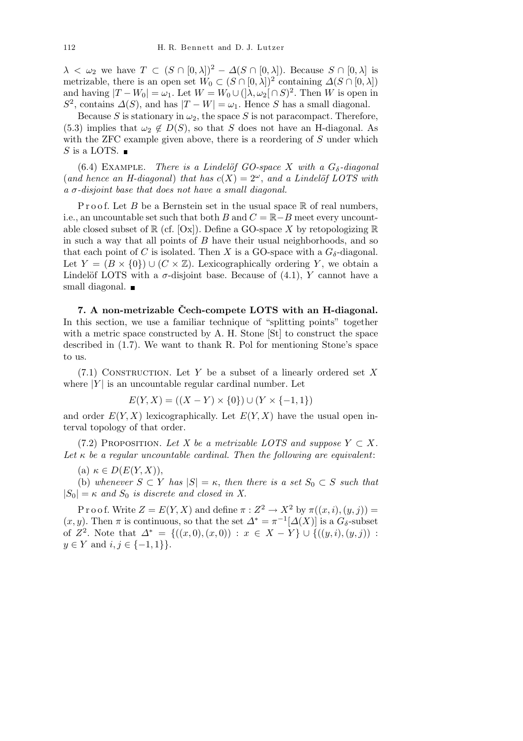$\lambda < \omega_2$ we have $T \subset (S \cap [0,\lambda])^2 - \Delta(S \cap [0,\lambda])$. Because $S \cap [0,\lambda]$ is metrizable, there is an open set $W_0 \subset (S \cap [0,\lambda])^2$ containing $\Delta(S \cap [0,\lambda])$ and having $|T - W_0| = \omega_1$. Let $W = W_0 \cup (]\lambda, \omega_2[ \cap S)^2$. Then $W$ is open in $S^2$, contains $\Delta(S)$, and has $|T - W| = \omega_1$. Hence $S$ has a small diagonal.

Because $S$ is stationary in $\omega_2$, the space $S$ is not paracompact. Therefore, (5.3) implies that $\omega_2 \notin D(S)$, so that $S$ does not have an H-diagonal. As with the ZFC example given above, there is a reordering of $S$ under which $S$ is a LOTS. ∎

(6.4) Example. *There is a Lindelöf GO-space $X$ with a $G_\delta$-diagonal* (*and hence an H-diagonal*) *that has $c(X) = 2^\omega$, and a Lindelöf LOTS with a $\sigma$-disjoint base that does not have a small diagonal.*

Proof. Let $B$ be a Bernstein set in the usual space $\mathbb{R}$ of real numbers, i.e., an uncountable set such that both $B$ and $C = \mathbb{R} - B$ meet every uncountable closed subset of $\mathbb{R}$ (cf. [Ox]). Define a GO-space $X$ by retopologizing $\mathbb{R}$ in such a way that all points of $B$ have their usual neighborhoods, and so that each point of $C$ is isolated. Then $X$ is a GO-space with a $G_\delta$-diagonal. Let $Y = (B \times \{0\}) \cup (C \times \mathbb{Z})$. Lexicographically ordering $Y$, we obtain a Lindelöf LOTS with a $\sigma$-disjoint base. Because of (4.1), $Y$ cannot have a small diagonal. ∎

## 7. A non-metrizable Čech-compete LOTS with an H-diagonal.

In this section, we use a familiar technique of "splitting points" together with a metric space constructed by A. H. Stone [St] to construct the space described in (1.7). We want to thank R. Pol for mentioning Stone's space to us.

(7.1) Construction. Let $Y$ be a subset of a linearly ordered set $X$ where $|Y|$ is an uncountable regular cardinal number. Let

$$E(Y,X) = ((X - Y) \times \{0\}) \cup (Y \times \{-1, 1\})$$

and order $E(Y,X)$ lexicographically. Let $E(Y,X)$ have the usual open interval topology of that order.

(7.2) Proposition. *Let $X$ be a metrizable LOTS and suppose $Y \subset X$. Let $\kappa$ be a regular uncountable cardinal. Then the following are equivalent*:

(a) $\kappa \in D(E(Y,X))$,

(b) *whenever $S \subset Y$ has $|S| = \kappa$, then there is a set $S_0 \subset S$ such that $|S_0| = \kappa$ and $S_0$ is discrete and closed in $X$.*

Proof. Write $Z = E(Y,X)$ and define $\pi : Z^2 \to X^2$ by $\pi((x,i),(y,j)) = (x,y)$. Then $\pi$ is continuous, so that the set $\Delta^* = \pi^{-1}[\Delta(X)]$ is a $G_\delta$-subset of $Z^2$. Note that $\Delta^* = \{((x,0),(x,0)) : x \in X - Y\} \cup \{((y,i),(y,j)) : y \in Y \text{ and } i,j \in \{-1,1\}\}$.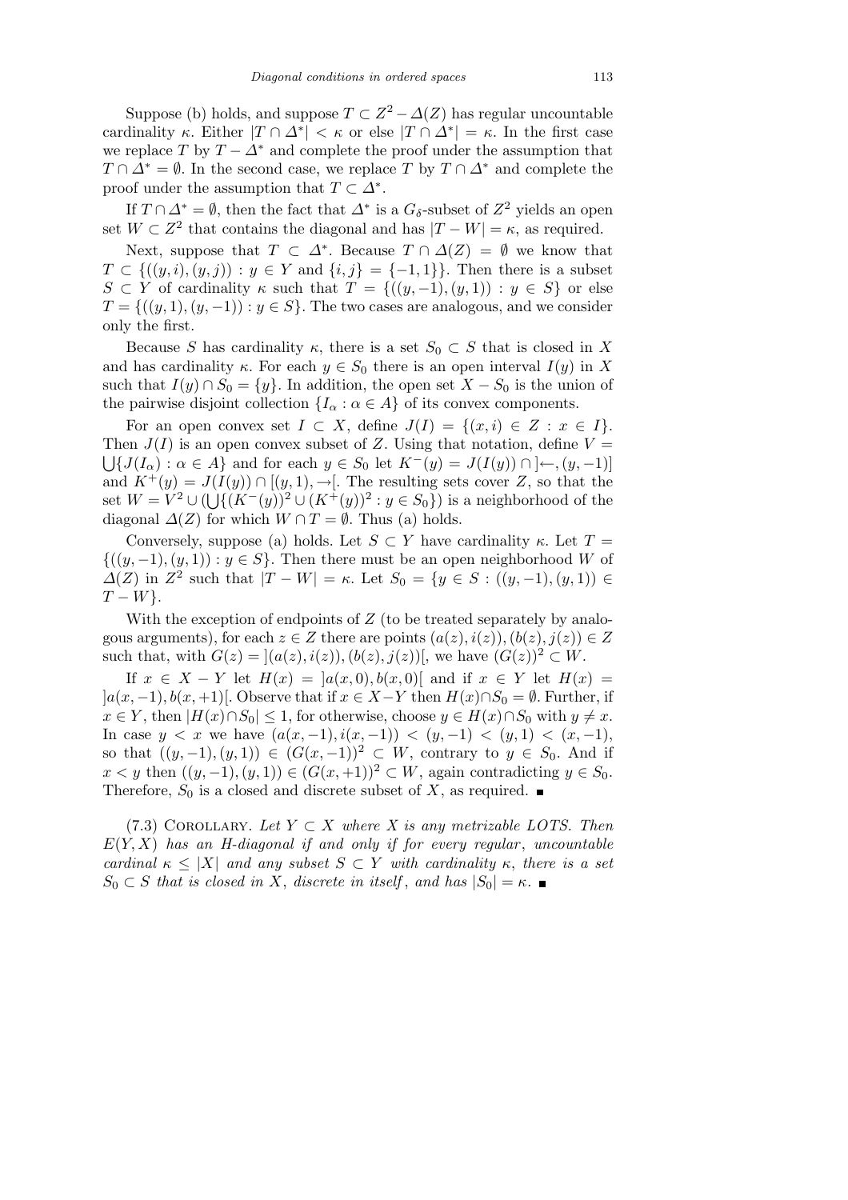Suppose (b) holds, and suppose $T \subset Z^2 - \Delta(Z)$ has regular uncountable cardinality $\kappa$. Either $|T \cap \Delta^*| < \kappa$ or else $|T \cap \Delta^*| = \kappa$. In the first case we replace $T$ by $T - \Delta^*$ and complete the proof under the assumption that $T \cap \Delta^* = \emptyset$. In the second case, we replace $T$ by $T \cap \Delta^*$ and complete the proof under the assumption that $T \subset \Delta^*$.

If $T \cap \Delta^* = \emptyset$, then the fact that $\Delta^*$ is a $G_\delta$-subset of $Z^2$ yields an open set $W \subset Z^2$ that contains the diagonal and has $|T - W| = \kappa$, as required.

Next, suppose that $T \subset \Delta^*$. Because $T \cap \Delta(Z) = \emptyset$ we know that $T \subset \{((y,i),(y,j)) : y \in Y \text{ and } \{i,j\} = \{-1,1\}\}$. Then there is a subset $S \subset Y$ of cardinality $\kappa$ such that $T = \{((y,-1),(y,1)) : y \in S\}$ or else $T = \{((y,1),(y,-1)) : y \in S\}$. The two cases are analogous, and we consider only the first.

Because $S$ has cardinality $\kappa$, there is a set $S_0 \subset S$ that is closed in $X$ and has cardinality $\kappa$. For each $y \in S_0$ there is an open interval $I(y)$ in $X$ such that $I(y) \cap S_0 = \{y\}$. In addition, the open set $X - S_0$ is the union of the pairwise disjoint collection $\{I_\alpha : \alpha \in A\}$ of its convex components.

For an open convex set $I \subset X$, define $J(I) = \{(x,i) \in Z : x \in I\}$. Then $J(I)$ is an open convex subset of $Z$. Using that notation, define $V = \bigcup\{J(I_\alpha) : \alpha \in A\}$ and for each $y \in S_0$ let $K^-(y) = J(I(y)) \cap \,]\leftarrow,(y,-1)]$ and $K^+(y) = J(I(y)) \cap [(y,1),\rightarrow[$. The resulting sets cover $Z$, so that the set $W = V^2 \cup (\bigcup\{(K^-(y))^2 \cup (K^+(y))^2 : y \in S_0\})$ is a neighborhood of the diagonal $\Delta(Z)$ for which $W \cap T = \emptyset$. Thus (a) holds.

Conversely, suppose (a) holds. Let $S \subset Y$ have cardinality $\kappa$. Let $T = \{((y,-1),(y,1)) : y \in S\}$. Then there must be an open neighborhood $W$ of $\Delta(Z)$ in $Z^2$ such that $|T - W| = \kappa$. Let $S_0 = \{y \in S : ((y,-1),(y,1)) \in T - W\}$.

With the exception of endpoints of $Z$ (to be treated separately by analogous arguments), for each $z \in Z$ there are points $(a(z),i(z)),(b(z),j(z)) \in Z$ such that, with $G(z) = \,](a(z),i(z)),(b(z),j(z))[$, we have $(G(z))^2 \subset W$.

If $x \in X - Y$ let $H(x) = \,]a(x,0),b(x,0)[$ and if $x \in Y$ let $H(x) = \,]a(x,-1),b(x,+1)[$. Observe that if $x \in X-Y$ then $H(x) \cap S_0 = \emptyset$. Further, if $x \in Y$, then $|H(x) \cap S_0| \le 1$, for otherwise, choose $y \in H(x) \cap S_0$ with $y \ne x$. In case $y < x$ we have $(a(x,-1),i(x,-1)) < (y,-1) < (y,1) < (x,-1)$, so that $((y,-1),(y,1)) \in (G(x,-1))^2 \subset W$, contrary to $y \in S_0$. And if $x < y$ then $((y,-1),(y,1)) \in (G(x,+1))^2 \subset W$, again contradicting $y \in S_0$. Therefore, $S_0$ is a closed and discrete subset of $X$, as required. ■

(7.3) Corollary. *Let $Y \subset X$ where $X$ is any metrizable LOTS. Then $E(Y,X)$ has an $H$-diagonal if and only if for every regular, uncountable cardinal $\kappa \le |X|$ and any subset $S \subset Y$ with cardinality $\kappa$, there is a set $S_0 \subset S$ that is closed in $X$, discrete in itself, and has $|S_0| = \kappa$.* ■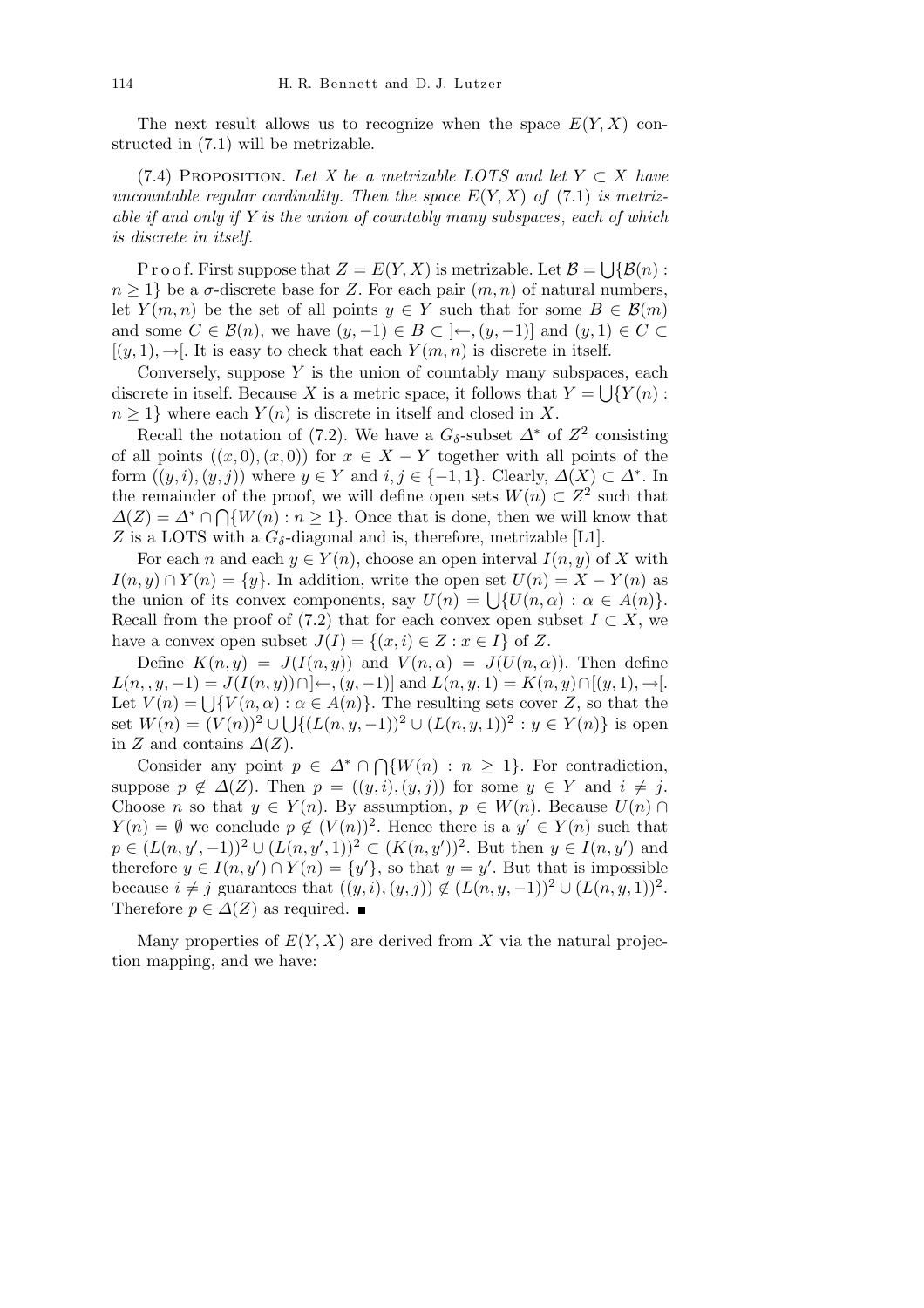The next result allows us to recognize when the space $E(Y,X)$ constructed in (7.1) will be metrizable.

(7.4) PROPOSITION. *Let $X$ be a metrizable LOTS and let $Y \subset X$ have uncountable regular cardinality. Then the space $E(Y,X)$ of* (7.1) *is metrizable if and only if $Y$ is the union of countably many subspaces*, *each of which is discrete in itself.*

Proof. First suppose that $Z = E(Y,X)$ is metrizable. Let $\mathcal{B} = \bigcup\{\mathcal{B}(n) : n \geq 1\}$ be a $\sigma$-discrete base for $Z$. For each pair $(m,n)$ of natural numbers, let $Y(m,n)$ be the set of all points $y \in Y$ such that for some $B \in \mathcal{B}(m)$ and some $C \in \mathcal{B}(n)$, we have $(y,-1) \in B \subset ]\leftarrow,(y,-1)]$ and $(y,1) \in C \subset [(y,1),\rightarrow[$. It is easy to check that each $Y(m,n)$ is discrete in itself.

Conversely, suppose $Y$ is the union of countably many subspaces, each discrete in itself. Because $X$ is a metric space, it follows that $Y = \bigcup\{Y(n) : n \geq 1\}$ where each $Y(n)$ is discrete in itself and closed in $X$.

Recall the notation of (7.2). We have a $G_\delta$-subset $\Delta^*$ of $Z^2$ consisting of all points $((x,0),(x,0))$ for $x \in X - Y$ together with all points of the form $((y,i),(y,j))$ where $y \in Y$ and $i,j \in \{-1,1\}$. Clearly, $\Delta(X) \subset \Delta^*$. In the remainder of the proof, we will define open sets $W(n) \subset Z^2$ such that $\Delta(Z) = \Delta^* \cap \bigcap\{W(n) : n \geq 1\}$. Once that is done, then we will know that $Z$ is a LOTS with a $G_\delta$-diagonal and is, therefore, metrizable [L1].

For each $n$ and each $y \in Y(n)$, choose an open interval $I(n,y)$ of $X$ with $I(n,y) \cap Y(n) = \{y\}$. In addition, write the open set $U(n) = X - Y(n)$ as the union of its convex components, say $U(n) = \bigcup\{U(n,\alpha) : \alpha \in A(n)\}$. Recall from the proof of (7.2) that for each convex open subset $I \subset X$, we have a convex open subset $J(I) = \{(x,i) \in Z : x \in I\}$ of $Z$.

Define $K(n,y) = J(I(n,y))$ and $V(n,\alpha) = J(U(n,\alpha))$. Then define $L(n,,y,-1) = J(I(n,y)) \cap ]\leftarrow,(y,-1)]$ and $L(n,y,1) = K(n,y) \cap [(y,1),\rightarrow[$. Let $V(n) = \bigcup\{V(n,\alpha) : \alpha \in A(n)\}$. The resulting sets cover $Z$, so that the set $W(n) = (V(n))^2 \cup \bigcup\{(L(n,y,-1))^2 \cup (L(n,y,1))^2 : y \in Y(n)\}$ is open in $Z$ and contains $\Delta(Z)$.

Consider any point $p \in \Delta^* \cap \bigcap\{W(n) : n \geq 1\}$. For contradiction, suppose $p \notin \Delta(Z)$. Then $p = ((y,i),(y,j))$ for some $y \in Y$ and $i \neq j$. Choose $n$ so that $y \in Y(n)$. By assumption, $p \in W(n)$. Because $U(n) \cap Y(n) = \emptyset$ we conclude $p \notin (V(n))^2$. Hence there is a $y' \in Y(n)$ such that $p \in (L(n,y',-1))^2 \cup (L(n,y',1))^2 \subset (K(n,y'))^2$. But then $y \in I(n,y')$ and therefore $y \in I(n,y') \cap Y(n) = \{y'\}$, so that $y = y'$. But that is impossible because $i \neq j$ guarantees that $((y,i),(y,j)) \notin (L(n,y,-1))^2 \cup (L(n,y,1))^2$. Therefore $p \in \Delta(Z)$ as required. ∎

Many properties of $E(Y,X)$ are derived from $X$ via the natural projection mapping, and we have: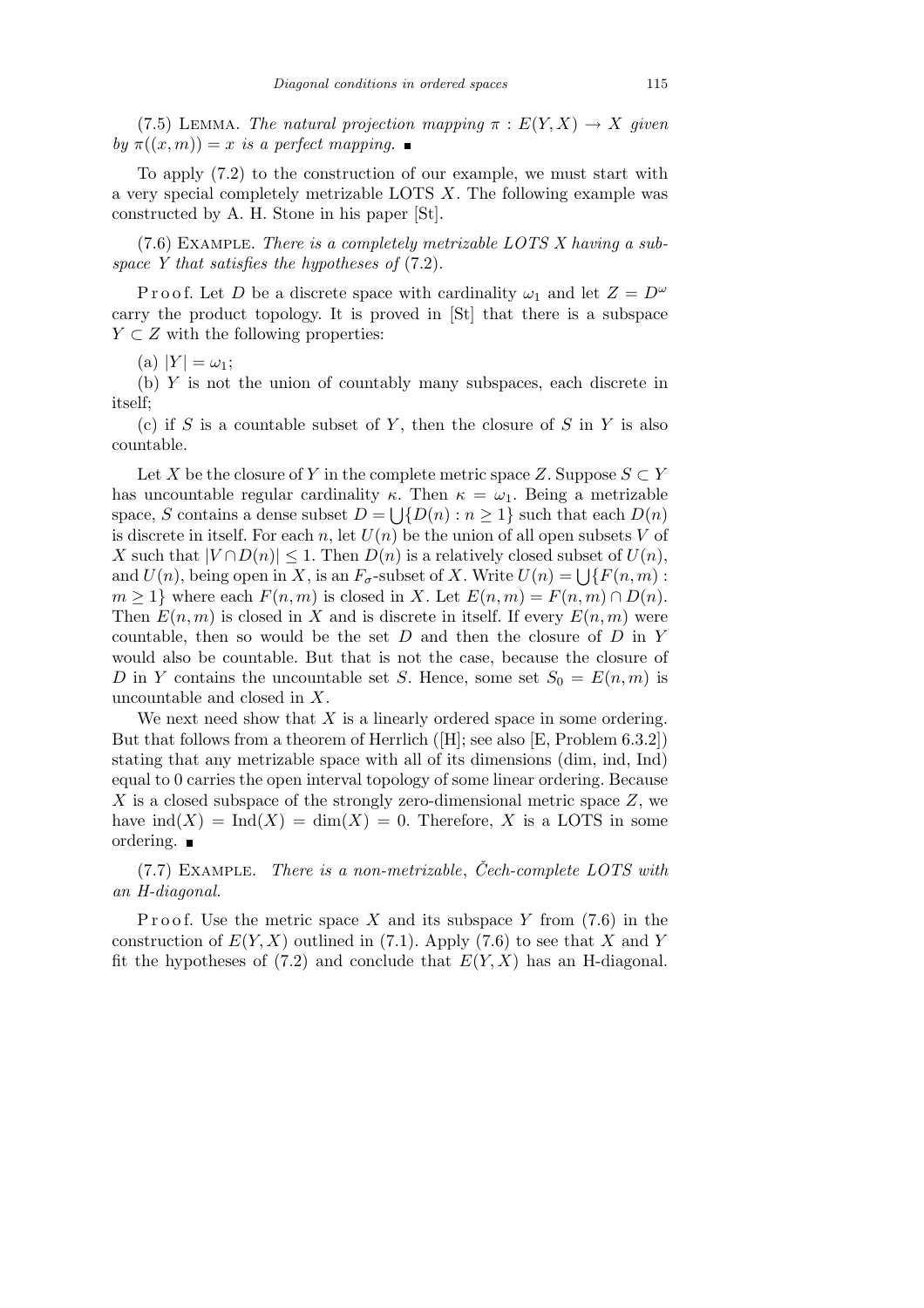(7.5) Lemma. *The natural projection mapping $\pi : E(Y, X) \to X$ given by $\pi((x, m)) = x$ is a perfect mapping.* ■

To apply (7.2) to the construction of our example, we must start with a very special completely metrizable LOTS $X$. The following example was constructed by A. H. Stone in his paper [St].

(7.6) Example. *There is a completely metrizable LOTS $X$ having a subspace $Y$ that satisfies the hypotheses of* (7.2).

Proof. Let $D$ be a discrete space with cardinality $\omega_1$ and let $Z = D^\omega$ carry the product topology. It is proved in [St] that there is a subspace $Y \subset Z$ with the following properties:

(a) $|Y| = \omega_1$;

(b) $Y$ is not the union of countably many subspaces, each discrete in itself;

(c) if $S$ is a countable subset of $Y$, then the closure of $S$ in $Y$ is also countable.

Let $X$ be the closure of $Y$ in the complete metric space $Z$. Suppose $S \subset Y$ has uncountable regular cardinality $\kappa$. Then $\kappa = \omega_1$. Being a metrizable space, $S$ contains a dense subset $D = \bigcup\{D(n) : n \geq 1\}$ such that each $D(n)$ is discrete in itself. For each $n$, let $U(n)$ be the union of all open subsets $V$ of $X$ such that $|V \cap D(n)| \leq 1$. Then $D(n)$ is a relatively closed subset of $U(n)$, and $U(n)$, being open in $X$, is an $F_\sigma$-subset of $X$. Write $U(n) = \bigcup\{F(n, m) : m \geq 1\}$ where each $F(n, m)$ is closed in $X$. Let $E(n, m) = F(n, m) \cap D(n)$. Then $E(n, m)$ is closed in $X$ and is discrete in itself. If every $E(n, m)$ were countable, then so would be the set $D$ and then the closure of $D$ in $Y$ would also be countable. But that is not the case, because the closure of $D$ in $Y$ contains the uncountable set $S$. Hence, some set $S_0 = E(n, m)$ is uncountable and closed in $X$.

We next need show that $X$ is a linearly ordered space in some ordering. But that follows from a theorem of Herrlich ([H]; see also [E, Problem 6.3.2]) stating that any metrizable space with all of its dimensions (dim, ind, Ind) equal to 0 carries the open interval topology of some linear ordering. Because $X$ is a closed subspace of the strongly zero-dimensional metric space $Z$, we have $\mathrm{ind}(X) = \mathrm{Ind}(X) = \dim(X) = 0$. Therefore, $X$ is a LOTS in some ordering. ■

(7.7) Example. *There is a non-metrizable, Čech-complete LOTS with an H-diagonal.*

Proof. Use the metric space $X$ and its subspace $Y$ from (7.6) in the construction of $E(Y, X)$ outlined in (7.1). Apply (7.6) to see that $X$ and $Y$ fit the hypotheses of (7.2) and conclude that $E(Y, X)$ has an H-diagonal.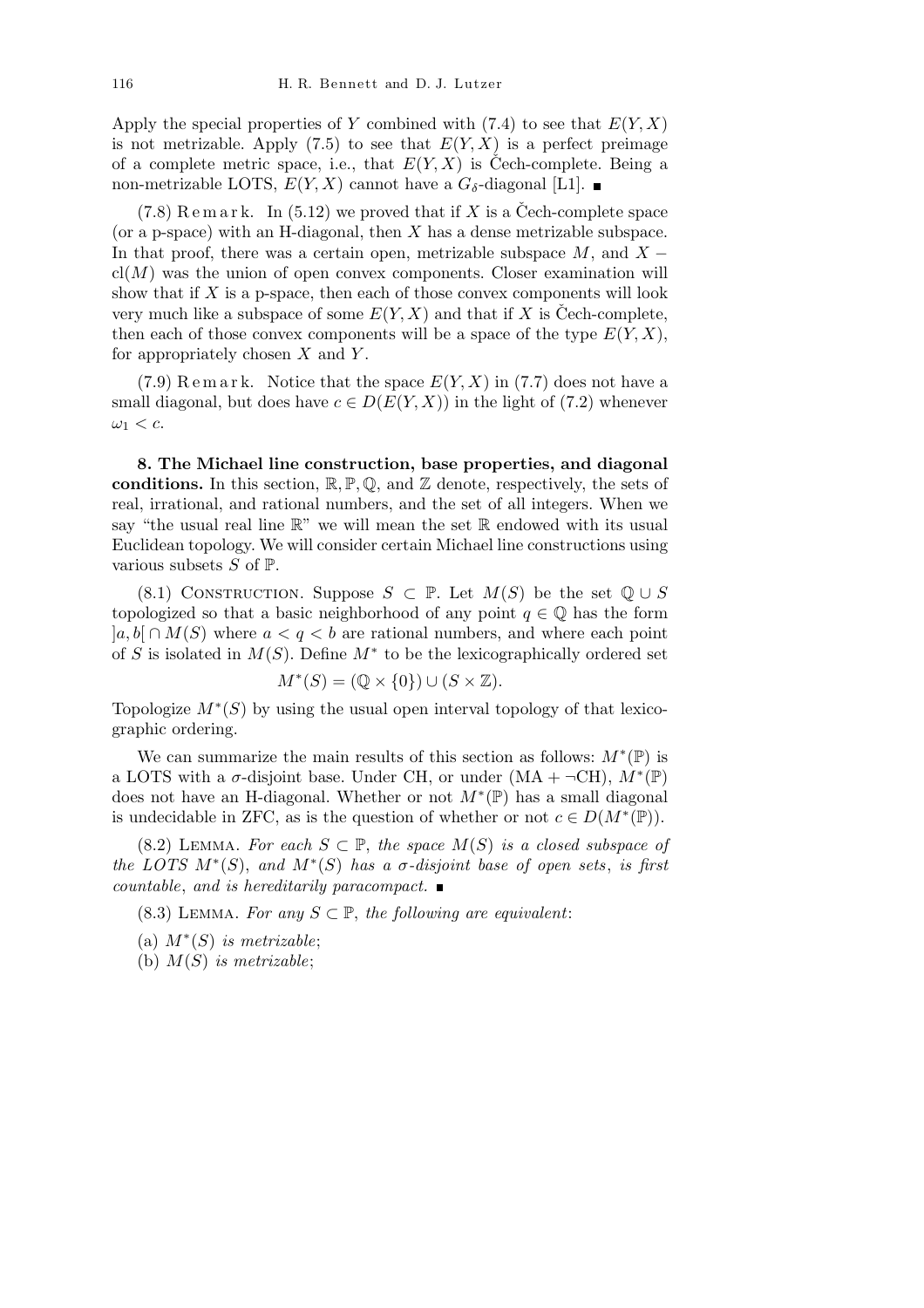Apply the special properties of $Y$ combined with (7.4) to see that $E(Y, X)$ is not metrizable. Apply (7.5) to see that $E(Y, X)$ is a perfect preimage of a complete metric space, i.e., that $E(Y, X)$ is Čech-complete. Being a non-metrizable LOTS, $E(Y, X)$ cannot have a $G_\delta$-diagonal [L1]. ∎

(7.8) Remark. In (5.12) we proved that if $X$ is a Čech-complete space (or a p-space) with an H-diagonal, then $X$ has a dense metrizable subspace. In that proof, there was a certain open, metrizable subspace $M$, and $X - \mathrm{cl}(M)$ was the union of open convex components. Closer examination will show that if $X$ is a p-space, then each of those convex components will look very much like a subspace of some $E(Y, X)$ and that if $X$ is Čech-complete, then each of those convex components will be a space of the type $E(Y, X)$, for appropriately chosen $X$ and $Y$.

(7.9) Remark. Notice that the space $E(Y, X)$ in (7.7) does not have a small diagonal, but does have $c \in D(E(Y, X))$ in the light of (7.2) whenever $\omega_1 < c$.

## 8. The Michael line construction, base properties, and diagonal conditions.

In this section, $\mathbb{R}, \mathbb{P}, \mathbb{Q}$, and $\mathbb{Z}$ denote, respectively, the sets of real, irrational, and rational numbers, and the set of all integers. When we say "the usual real line $\mathbb{R}$" we will mean the set $\mathbb{R}$ endowed with its usual Euclidean topology. We will consider certain Michael line constructions using various subsets $S$ of $\mathbb{P}$.

(8.1) Construction. Suppose $S \subset \mathbb{P}$. Let $M(S)$ be the set $\mathbb{Q} \cup S$ topologized so that a basic neighborhood of any point $q \in \mathbb{Q}$ has the form $]a, b[ \cap M(S)$ where $a < q < b$ are rational numbers, and where each point of $S$ is isolated in $M(S)$. Define $M^*$ to be the lexicographically ordered set

$$M^*(S) = (\mathbb{Q} \times \{0\}) \cup (S \times \mathbb{Z}).$$

Topologize $M^*(S)$ by using the usual open interval topology of that lexicographic ordering.

We can summarize the main results of this section as follows: $M^*(\mathbb{P})$ is a LOTS with a $\sigma$-disjoint base. Under CH, or under (MA + ¬CH), $M^*(\mathbb{P})$ does not have an H-diagonal. Whether or not $M^*(\mathbb{P})$ has a small diagonal is undecidable in ZFC, as is the question of whether or not $c \in D(M^*(\mathbb{P}))$.

(8.2) Lemma. *For each $S \subset \mathbb{P}$, the space $M(S)$ is a closed subspace of the LOTS $M^*(S)$, and $M^*(S)$ has a $\sigma$-disjoint base of open sets, is first countable, and is hereditarily paracompact.* ∎

(8.3) Lemma. *For any $S \subset \mathbb{P}$, the following are equivalent*:

(a) *$M^*(S)$ is metrizable*;

(b) *$M(S)$ is metrizable*;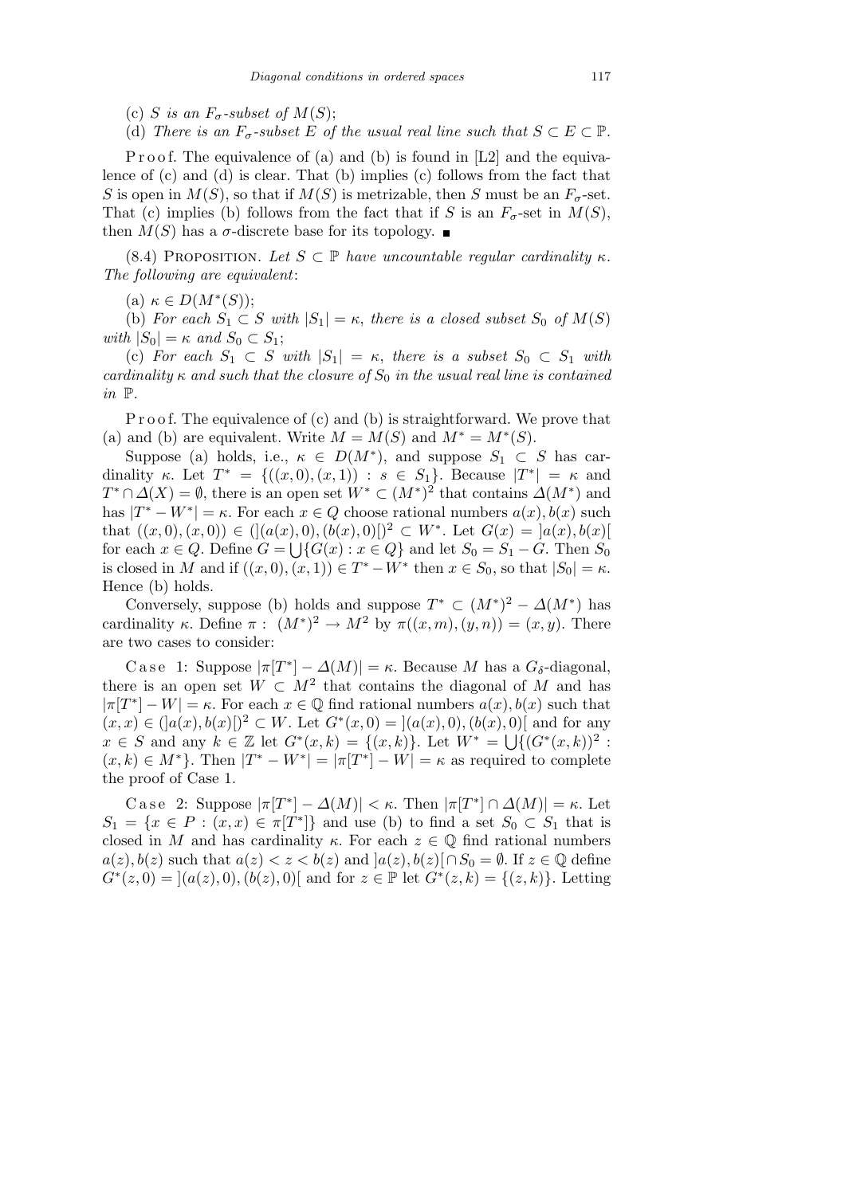(c) *$S$ is an $F_\sigma$-subset of $M(S)$;*

(d) *There is an $F_\sigma$-subset $E$ of the usual real line such that $S \subset E \subset \mathbb{P}$.*

Proof. The equivalence of (a) and (b) is found in [L2] and the equivalence of (c) and (d) is clear. That (b) implies (c) follows from the fact that $S$ is open in $M(S)$, so that if $M(S)$ is metrizable, then $S$ must be an $F_\sigma$-set. That (c) implies (b) follows from the fact that if $S$ is an $F_\sigma$-set in $M(S)$, then $M(S)$ has a $\sigma$-discrete base for its topology. ■

(8.4) Proposition. *Let $S \subset \mathbb{P}$ have uncountable regular cardinality $\kappa$. The following are equivalent*:

(a) $\kappa \in D(M^*(S))$;

(b) *For each $S_1 \subset S$ with $|S_1| = \kappa$, there is a closed subset $S_0$ of $M(S)$ with $|S_0| = \kappa$ and $S_0 \subset S_1$*;

(c) *For each $S_1 \subset S$ with $|S_1| = \kappa$, there is a subset $S_0 \subset S_1$ with cardinality $\kappa$ and such that the closure of $S_0$ in the usual real line is contained in $\mathbb{P}$.*

Proof. The equivalence of (c) and (b) is straightforward. We prove that (a) and (b) are equivalent. Write $M = M(S)$ and $M^* = M^*(S)$.

Suppose (a) holds, i.e., $\kappa \in D(M^*)$, and suppose $S_1 \subset S$ has cardinality $\kappa$. Let $T^* = \{((x,0),(x,1)) : s \in S_1\}$. Because $|T^*| = \kappa$ and $T^* \cap \Delta(X) = \emptyset$, there is an open set $W^* \subset (M^*)^2$ that contains $\Delta(M^*)$ and has $|T^* - W^*| = \kappa$. For each $x \in Q$ choose rational numbers $a(x), b(x)$ such that $((x,0),(x,0)) \in (]a(x),0),(b(x),0)[)^2 \subset W^*$. Let $G(x) = ]a(x), b(x)[$ for each $x \in Q$. Define $G = \bigcup\{G(x) : x \in Q\}$ and let $S_0 = S_1 - G$. Then $S_0$ is closed in $M$ and if $((x,0),(x,1)) \in T^* - W^*$ then $x \in S_0$, so that $|S_0| = \kappa$. Hence (b) holds.

Conversely, suppose (b) holds and suppose $T^* \subset (M^*)^2 - \Delta(M^*)$ has cardinality $\kappa$. Define $\pi : (M^*)^2 \to M^2$ by $\pi((x,m),(y,n)) = (x,y)$. There are two cases to consider:

Case 1: Suppose $|\pi[T^*] - \Delta(M)| = \kappa$. Because $M$ has a $G_\delta$-diagonal, there is an open set $W \subset M^2$ that contains the diagonal of $M$ and has $|\pi[T^*] - W| = \kappa$. For each $x \in \mathbb{Q}$ find rational numbers $a(x), b(x)$ such that $(x,x) \in (]a(x),b(x)[)^2 \subset W$. Let $G^*(x,0) = ](a(x),0),(b(x),0)[$ and for any $x \in S$ and any $k \in \mathbb{Z}$ let $G^*(x,k) = \{(x,k)\}$. Let $W^* = \bigcup\{(G^*(x,k))^2 : (x,k) \in M^*\}$. Then $|T^* - W^*| = |\pi[T^*] - W| = \kappa$ as required to complete the proof of Case 1.

Case 2: Suppose $|\pi[T^*] - \Delta(M)| < \kappa$. Then $|\pi[T^*] \cap \Delta(M)| = \kappa$. Let $S_1 = \{x \in P : (x,x) \in \pi[T^*]\}$ and use (b) to find a set $S_0 \subset S_1$ that is closed in $M$ and has cardinality $\kappa$. For each $z \in \mathbb{Q}$ find rational numbers $a(z), b(z)$ such that $a(z) < z < b(z)$ and $]a(z), b(z)[ \cap S_0 = \emptyset$. If $z \in \mathbb{Q}$ define $G^*(z,0) = ](a(z),0),(b(z),0)[$ and for $z \in \mathbb{P}$ let $G^*(z,k) = \{(z,k)\}$. Letting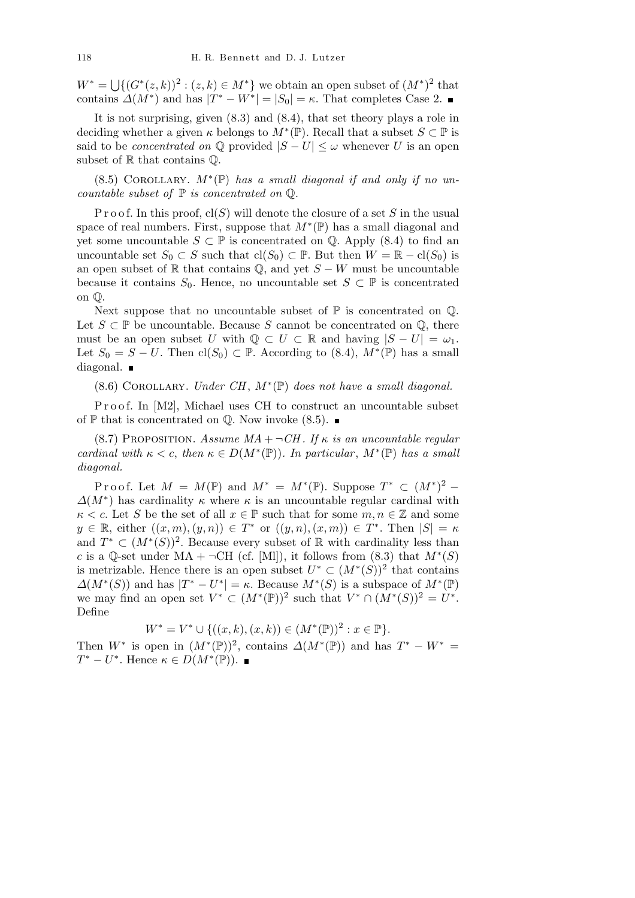$W^* = \bigcup\{(G^*(z,k))^2 : (z,k) \in M^*\}$ we obtain an open subset of $(M^*)^2$ that contains $\Delta(M^*)$ and has $|T^* - W^*| = |S_0| = \kappa$. That completes Case 2. ∎

It is not surprising, given (8.3) and (8.4), that set theory plays a role in deciding whether a given $\kappa$ belongs to $M^*(\mathbb{P})$. Recall that a subset $S \subset \mathbb{P}$ is said to be *concentrated on* $\mathbb{Q}$ provided $|S - U| \le \omega$ whenever $U$ is an open subset of $\mathbb{R}$ that contains $\mathbb{Q}$.

(8.5) Corollary. *$M^*(\mathbb{P})$ has a small diagonal if and only if no uncountable subset of $\mathbb{P}$ is concentrated on $\mathbb{Q}$.*

Proof. In this proof, $\mathrm{cl}(S)$ will denote the closure of a set $S$ in the usual space of real numbers. First, suppose that $M^*(\mathbb{P})$ has a small diagonal and yet some uncountable $S \subset \mathbb{P}$ is concentrated on $\mathbb{Q}$. Apply (8.4) to find an uncountable set $S_0 \subset S$ such that $\mathrm{cl}(S_0) \subset \mathbb{P}$. But then $W = \mathbb{R} - \mathrm{cl}(S_0)$ is an open subset of $\mathbb{R}$ that contains $\mathbb{Q}$, and yet $S - W$ must be uncountable because it contains $S_0$. Hence, no uncountable set $S \subset \mathbb{P}$ is concentrated on $\mathbb{Q}$.

Next suppose that no uncountable subset of $\mathbb{P}$ is concentrated on $\mathbb{Q}$. Let $S \subset \mathbb{P}$ be uncountable. Because $S$ cannot be concentrated on $\mathbb{Q}$, there must be an open subset $U$ with $\mathbb{Q} \subset U \subset \mathbb{R}$ and having $|S - U| = \omega_1$. Let $S_0 = S - U$. Then $\mathrm{cl}(S_0) \subset \mathbb{P}$. According to (8.4), $M^*(\mathbb{P})$ has a small diagonal. ∎

(8.6) Corollary. *Under CH, $M^*(\mathbb{P})$ does not have a small diagonal.*

Proof. In [M2], Michael uses CH to construct an uncountable subset of $\mathbb{P}$ that is concentrated on $\mathbb{Q}$. Now invoke (8.5). ∎

(8.7) Proposition. *Assume $MA + \neg CH$. If $\kappa$ is an uncountable regular cardinal with $\kappa < c$, then $\kappa \in D(M^*(\mathbb{P}))$. In particular, $M^*(\mathbb{P})$ has a small diagonal.*

Proof. Let $M = M(\mathbb{P})$ and $M^* = M^*(\mathbb{P})$. Suppose $T^* \subset (M^*)^2 - \Delta(M^*)$ has cardinality $\kappa$ where $\kappa$ is an uncountable regular cardinal with $\kappa < c$. Let $S$ be the set of all $x \in \mathbb{P}$ such that for some $m, n \in \mathbb{Z}$ and some $y \in \mathbb{R}$, either $((x,m),(y,n)) \in T^*$ or $((y,n),(x,m)) \in T^*$. Then $|S| = \kappa$ and $T^* \subset (M^*(S))^2$. Because every subset of $\mathbb{R}$ with cardinality less than $c$ is a $\mathbb{Q}$-set under MA + ¬CH (cf. [Ml]), it follows from (8.3) that $M^*(S)$ is metrizable. Hence there is an open subset $U^* \subset (M^*(S))^2$ that contains $\Delta(M^*(S))$ and has $|T^* - U^*| = \kappa$. Because $M^*(S)$ is a subspace of $M^*(\mathbb{P})$ we may find an open set $V^* \subset (M^*(\mathbb{P}))^2$ such that $V^* \cap (M^*(S))^2 = U^*$. Define

$$W^* = V^* \cup \{((x,k),(x,k)) \in (M^*(\mathbb{P}))^2 : x \in \mathbb{P}\}.$$

Then $W^*$ is open in $(M^*(\mathbb{P}))^2$, contains $\Delta(M^*(\mathbb{P}))$ and has $T^* - W^* = T^* - U^*$. Hence $\kappa \in D(M^*(\mathbb{P}))$. ∎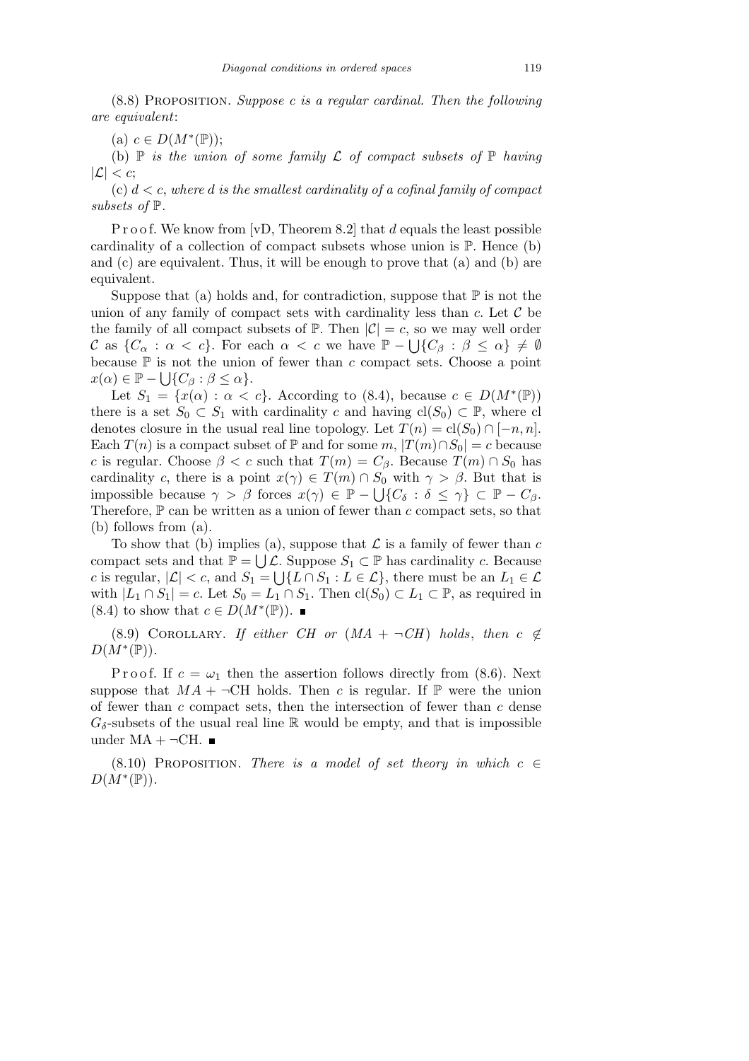(8.8) Proposition. *Suppose $c$ is a regular cardinal. Then the following are equivalent*:

(a) $c \in D(M^*(\mathbb{P}))$;

(b) $\mathbb{P}$ *is the union of some family* $\mathcal{L}$ *of compact subsets of* $\mathbb{P}$ *having* $|\mathcal{L}| < c$;

(c) $d < c$, *where $d$ is the smallest cardinality of a cofinal family of compact subsets of* $\mathbb{P}$.

Proof. We know from [vD, Theorem 8.2] that $d$ equals the least possible cardinality of a collection of compact subsets whose union is $\mathbb{P}$. Hence (b) and (c) are equivalent. Thus, it will be enough to prove that (a) and (b) are equivalent.

Suppose that (a) holds and, for contradiction, suppose that $\mathbb{P}$ is not the union of any family of compact sets with cardinality less than $c$. Let $\mathcal{C}$ be the family of all compact subsets of $\mathbb{P}$. Then $|\mathcal{C}| = c$, so we may well order $\mathcal{C}$ as $\{C_\alpha : \alpha < c\}$. For each $\alpha < c$ we have $\mathbb{P} - \bigcup\{C_\beta : \beta \le \alpha\} \neq \emptyset$ because $\mathbb{P}$ is not the union of fewer than $c$ compact sets. Choose a point $x(\alpha) \in \mathbb{P} - \bigcup\{C_\beta : \beta \le \alpha\}$.

Let $S_1 = \{x(\alpha) : \alpha < c\}$. According to (8.4), because $c \in D(M^*(\mathbb{P}))$ there is a set $S_0 \subset S_1$ with cardinality $c$ and having $\mathrm{cl}(S_0) \subset \mathbb{P}$, where cl denotes closure in the usual real line topology. Let $T(n) = \mathrm{cl}(S_0) \cap [-n, n]$. Each $T(n)$ is a compact subset of $\mathbb{P}$ and for some $m$, $|T(m) \cap S_0| = c$ because $c$ is regular. Choose $\beta < c$ such that $T(m) = C_\beta$. Because $T(m) \cap S_0$ has cardinality $c$, there is a point $x(\gamma) \in T(m) \cap S_0$ with $\gamma > \beta$. But that is impossible because $\gamma > \beta$ forces $x(\gamma) \in \mathbb{P} - \bigcup\{C_\delta : \delta \le \gamma\} \subset \mathbb{P} - C_\beta$. Therefore, $\mathbb{P}$ can be written as a union of fewer than $c$ compact sets, so that (b) follows from (a).

To show that (b) implies (a), suppose that $\mathcal{L}$ is a family of fewer than $c$ compact sets and that $\mathbb{P} = \bigcup \mathcal{L}$. Suppose $S_1 \subset \mathbb{P}$ has cardinality $c$. Because $c$ is regular, $|\mathcal{L}| < c$, and $S_1 = \bigcup\{L \cap S_1 : L \in \mathcal{L}\}$, there must be an $L_1 \in \mathcal{L}$ with $|L_1 \cap S_1| = c$. Let $S_0 = L_1 \cap S_1$. Then $\mathrm{cl}(S_0) \subset L_1 \subset \mathbb{P}$, as required in (8.4) to show that $c \in D(M^*(\mathbb{P}))$. ■

(8.9) Corollary. *If either CH or* $(MA + \neg CH)$ *holds, then* $c \notin D(M^*(\mathbb{P}))$.

Proof. If $c = \omega_1$ then the assertion follows directly from (8.6). Next suppose that $MA + \neg\mathrm{CH}$ holds. Then $c$ is regular. If $\mathbb{P}$ were the union of fewer than $c$ compact sets, then the intersection of fewer than $c$ dense $G_\delta$-subsets of the usual real line $\mathbb{R}$ would be empty, and that is impossible under $\mathrm{MA} + \neg\mathrm{CH}$. ■

(8.10) Proposition. *There is a model of set theory in which* $c \in D(M^*(\mathbb{P}))$.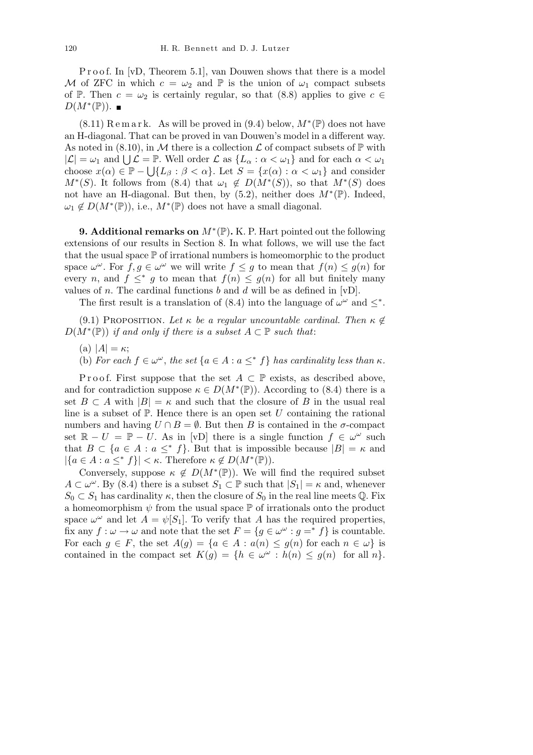Proof. In [vD, Theorem 5.1], van Douwen shows that there is a model $\mathcal{M}$ of ZFC in which $c = \omega_2$ and $\mathbb{P}$ is the union of $\omega_1$ compact subsets of $\mathbb{P}$. Then $c = \omega_2$ is certainly regular, so that (8.8) applies to give $c \in D(M^*(\mathbb{P}))$. ■

(8.11) Remark. As will be proved in (9.4) below, $M^*(\mathbb{P})$ does not have an H-diagonal. That can be proved in van Douwen's model in a different way. As noted in (8.10), in $\mathcal{M}$ there is a collection $\mathcal{L}$ of compact subsets of $\mathbb{P}$ with $|\mathcal{L}| = \omega_1$ and $\bigcup \mathcal{L} = \mathbb{P}$. Well order $\mathcal{L}$ as $\{L_\alpha : \alpha < \omega_1\}$ and for each $\alpha < \omega_1$ choose $x(\alpha) \in \mathbb{P} - \bigcup\{L_\beta : \beta < \alpha\}$. Let $S = \{x(\alpha) : \alpha < \omega_1\}$ and consider $M^*(S)$. It follows from (8.4) that $\omega_1 \notin D(M^*(S))$, so that $M^*(S)$ does not have an H-diagonal. But then, by (5.2), neither does $M^*(\mathbb{P})$. Indeed, $\omega_1 \notin D(M^*(\mathbb{P}))$, i.e., $M^*(\mathbb{P})$ does not have a small diagonal.

## 9. Additional remarks on $M^*(\mathbb{P})$.

K. P. Hart pointed out the following extensions of our results in Section 8. In what follows, we will use the fact that the usual space $\mathbb{P}$ of irrational numbers is homeomorphic to the product space $\omega^\omega$. For $f, g \in \omega^\omega$ we will write $f \le g$ to mean that $f(n) \le g(n)$ for every $n$, and $f \le^* g$ to mean that $f(n) \le g(n)$ for all but finitely many values of $n$. The cardinal functions $b$ and $d$ will be as defined in [vD].

The first result is a translation of (8.4) into the language of $\omega^\omega$ and $\le^*$.

(9.1) Proposition. *Let $\kappa$ be a regular uncountable cardinal. Then $\kappa \notin D(M^*(\mathbb{P}))$ if and only if there is a subset $A \subset \mathbb{P}$ such that*:

(a) $|A| = \kappa$;

(b) *For each $f \in \omega^\omega$, the set $\{a \in A : a \le^* f\}$ has cardinality less than $\kappa$.*

Proof. First suppose that the set $A \subset \mathbb{P}$ exists, as described above, and for contradiction suppose $\kappa \in D(M^*(\mathbb{P}))$. According to (8.4) there is a set $B \subset A$ with $|B| = \kappa$ and such that the closure of $B$ in the usual real line is a subset of $\mathbb{P}$. Hence there is an open set $U$ containing the rational numbers and having $U \cap B = \emptyset$. But then $B$ is contained in the $\sigma$-compact set $\mathbb{R} - U = \mathbb{P} - U$. As in [vD] there is a single function $f \in \omega^\omega$ such that $B \subset \{a \in A : a \le^* f\}$. But that is impossible because $|B| = \kappa$ and $|\{a \in A : a \le^* f\}| < \kappa$. Therefore $\kappa \notin D(M^*(\mathbb{P}))$.

Conversely, suppose $\kappa \notin D(M^*(\mathbb{P}))$. We will find the required subset $A \subset \omega^\omega$. By (8.4) there is a subset $S_1 \subset \mathbb{P}$ such that $|S_1| = \kappa$ and, whenever $S_0 \subset S_1$ has cardinality $\kappa$, then the closure of $S_0$ in the real line meets $\mathbb{Q}$. Fix a homeomorphism $\psi$ from the usual space $\mathbb{P}$ of irrationals onto the product space $\omega^\omega$ and let $A = \psi[S_1]$. To verify that $A$ has the required properties, fix any $f : \omega \to \omega$ and note that the set $F = \{g \in \omega^\omega : g =^* f\}$ is countable. For each $g \in F$, the set $A(g) = \{a \in A : a(n) \le g(n)$ for each $n \in \omega\}$ is contained in the compact set $K(g) = \{h \in \omega^\omega : h(n) \le g(n)$ for all $n\}$.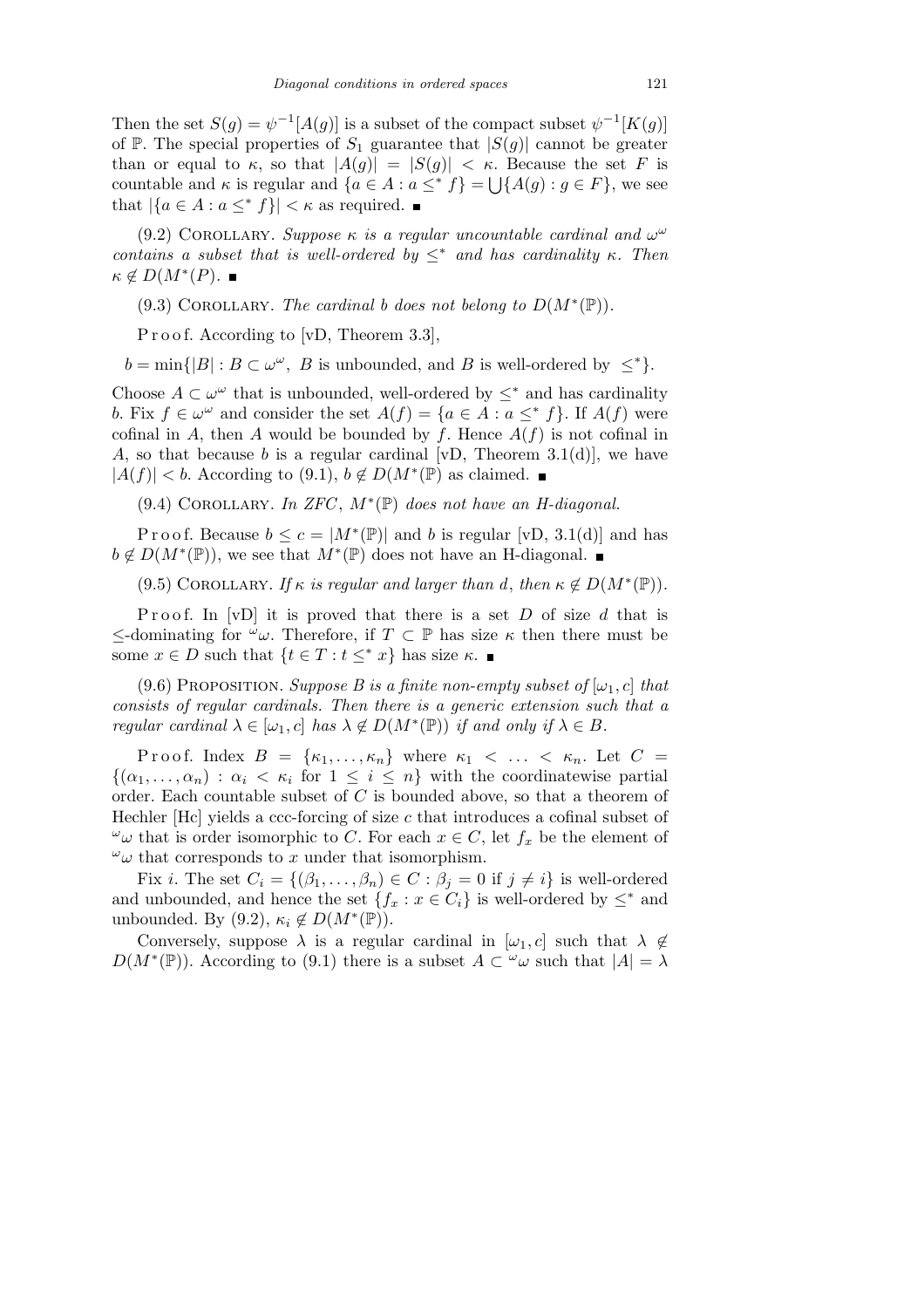Then the set $S(g) = \psi^{-1}[A(g)]$ is a subset of the compact subset $\psi^{-1}[K(g)]$ of $\mathbb{P}$. The special properties of $S_1$ guarantee that $|S(g)|$ cannot be greater than or equal to $\kappa$, so that $|A(g)| = |S(g)| < \kappa$. Because the set $F$ is countable and $\kappa$ is regular and $\{a \in A : a \le^* f\} = \bigcup\{A(g) : g \in F\}$, we see that $|\{a \in A : a \le^* f\}| < \kappa$ as required. ∎

(9.2) Corollary. *Suppose $\kappa$ is a regular uncountable cardinal and $\omega^\omega$ contains a subset that is well-ordered by $\le^*$ and has cardinality $\kappa$. Then $\kappa \notin D(M^*(P)$.* ∎

(9.3) Corollary. *The cardinal $b$ does not belong to $D(M^*(\mathbb{P}))$.*

Proof. According to [vD, Theorem 3.3],

$$b = \min\{|B| : B \subset \omega^\omega,\ B \text{ is unbounded, and } B \text{ is well-ordered by } \le^*\}.$$

Choose $A \subset \omega^\omega$ that is unbounded, well-ordered by $\le^*$ and has cardinality $b$. Fix $f \in \omega^\omega$ and consider the set $A(f) = \{a \in A : a \le^* f\}$. If $A(f)$ were cofinal in $A$, then $A$ would be bounded by $f$. Hence $A(f)$ is not cofinal in $A$, so that because $b$ is a regular cardinal [vD, Theorem 3.1(d)], we have $|A(f)| < b$. According to (9.1), $b \notin D(M^*(\mathbb{P})$ as claimed. ∎

(9.4) Corollary. *In ZFC, $M^*(\mathbb{P})$ does not have an H-diagonal.*

Proof. Because $b \le c = |M^*(\mathbb{P})|$ and $b$ is regular [vD, 3.1(d)] and has $b \notin D(M^*(\mathbb{P}))$, we see that $M^*(\mathbb{P})$ does not have an H-diagonal. ∎

(9.5) Corollary. *If $\kappa$ is regular and larger than $d$, then $\kappa \notin D(M^*(\mathbb{P}))$.*

Proof. In [vD] it is proved that there is a set $D$ of size $d$ that is $\le$-dominating for ${}^\omega\omega$. Therefore, if $T \subset \mathbb{P}$ has size $\kappa$ then there must be some $x \in D$ such that $\{t \in T : t \le^* x\}$ has size $\kappa$. ∎

(9.6) Proposition. *Suppose $B$ is a finite non-empty subset of $[\omega_1, c]$ that consists of regular cardinals. Then there is a generic extension such that a regular cardinal $\lambda \in [\omega_1, c]$ has $\lambda \notin D(M^*(\mathbb{P}))$ if and only if $\lambda \in B$.*

Proof. Index $B = \{\kappa_1, \ldots, \kappa_n\}$ where $\kappa_1 < \ldots < \kappa_n$. Let $C = \{(\alpha_1, \ldots, \alpha_n) : \alpha_i < \kappa_i \text{ for } 1 \le i \le n\}$ with the coordinatewise partial order. Each countable subset of $C$ is bounded above, so that a theorem of Hechler [Hc] yields a ccc-forcing of size $c$ that introduces a cofinal subset of ${}^\omega\omega$ that is order isomorphic to $C$. For each $x \in C$, let $f_x$ be the element of ${}^\omega\omega$ that corresponds to $x$ under that isomorphism.

Fix $i$. The set $C_i = \{(\beta_1, \ldots, \beta_n) \in C : \beta_j = 0 \text{ if } j \ne i\}$ is well-ordered and unbounded, and hence the set $\{f_x : x \in C_i\}$ is well-ordered by $\le^*$ and unbounded. By (9.2), $\kappa_i \notin D(M^*(\mathbb{P}))$.

Conversely, suppose $\lambda$ is a regular cardinal in $[\omega_1, c]$ such that $\lambda \notin D(M^*(\mathbb{P}))$. According to (9.1) there is a subset $A \subset {}^\omega\omega$ such that $|A| = \lambda$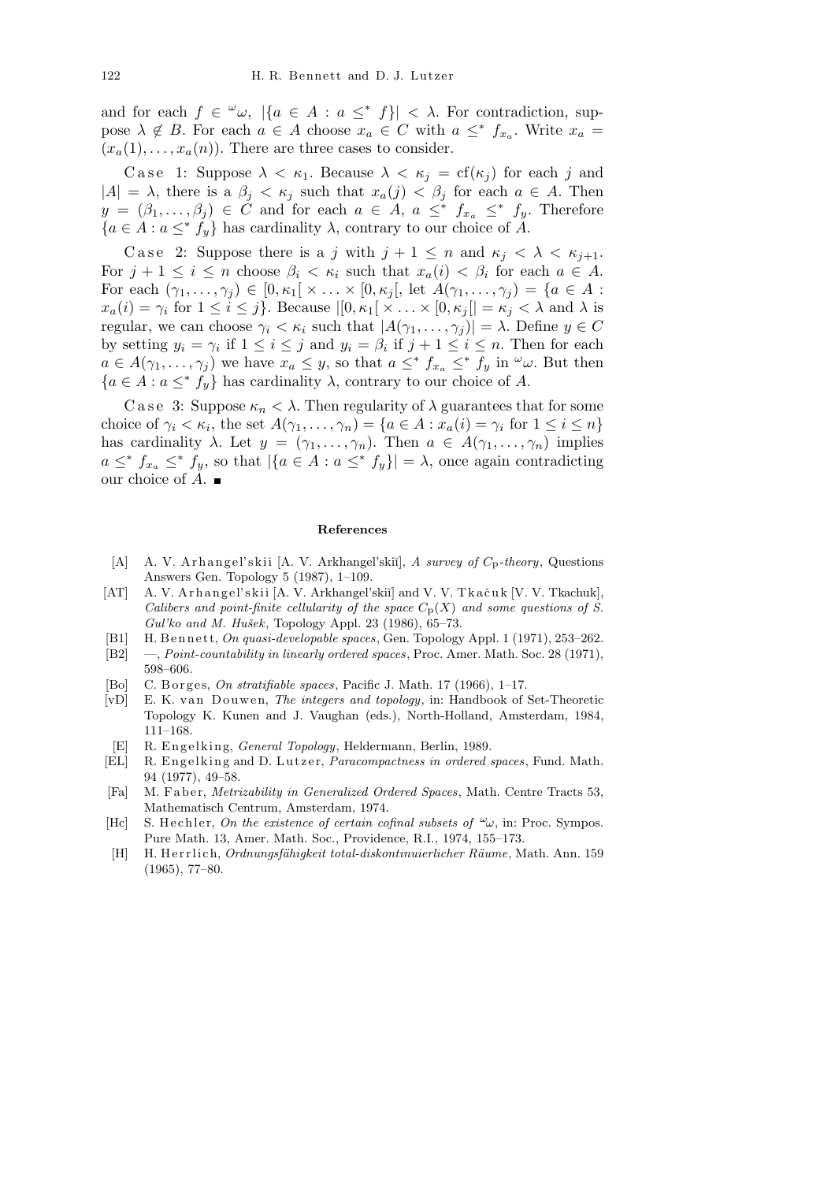and for each $f \in {}^{\omega}\omega$, $|\{a \in A : a \le^* f\}| < \lambda$. For contradiction, suppose $\lambda \notin B$. For each $a \in A$ choose $x_a \in C$ with $a \le^* f_{x_a}$. Write $x_a = (x_a(1), \ldots, x_a(n))$. There are three cases to consider.

Case 1: Suppose $\lambda < \kappa_1$. Because $\lambda < \kappa_j = \mathrm{cf}(\kappa_j)$ for each $j$ and $|A| = \lambda$, there is a $\beta_j < \kappa_j$ such that $x_a(j) < \beta_j$ for each $a \in A$. Then $y = (\beta_1, \ldots, \beta_j) \in C$ and for each $a \in A$, $a \le^* f_{x_a} \le^* f_y$. Therefore $\{a \in A : a \le^* f_y\}$ has cardinality $\lambda$, contrary to our choice of $A$.

Case 2: Suppose there is a $j$ with $j + 1 \le n$ and $\kappa_j < \lambda < \kappa_{j+1}$. For $j + 1 \le i \le n$ choose $\beta_i < \kappa_i$ such that $x_a(i) < \beta_i$ for each $a \in A$. For each $(\gamma_1, \ldots, \gamma_j) \in [0, \kappa_1[ \times \ldots \times [0, \kappa_j[$, let $A(\gamma_1, \ldots, \gamma_j) = \{a \in A : x_a(i) = \gamma_i \text{ for } 1 \le i \le j\}$. Because $|[0, \kappa_1[ \times \ldots \times [0, \kappa_j[| = \kappa_j < \lambda$ and $\lambda$ is regular, we can choose $\gamma_i < \kappa_i$ such that $|A(\gamma_1, \ldots, \gamma_j)| = \lambda$. Define $y \in C$ by setting $y_i = \gamma_i$ if $1 \le i \le j$ and $y_i = \beta_i$ if $j + 1 \le i \le n$. Then for each $a \in A(\gamma_1, \ldots, \gamma_j)$ we have $x_a \le y$, so that $a \le^* f_{x_a} \le^* f_y$ in ${}^{\omega}\omega$. But then $\{a \in A : a \le^* f_y\}$ has cardinality $\lambda$, contrary to our choice of $A$.

Case 3: Suppose $\kappa_n < \lambda$. Then regularity of $\lambda$ guarantees that for some choice of $\gamma_i < \kappa_i$, the set $A(\gamma_1, \ldots, \gamma_n) = \{a \in A : x_a(i) = \gamma_i \text{ for } 1 \le i \le n\}$ has cardinality $\lambda$. Let $y = (\gamma_1, \ldots, \gamma_n)$. Then $a \in A(\gamma_1, \ldots, \gamma_n)$ implies $a \le^* f_{x_a} \le^* f_y$, so that $|\{a \in A : a \le^* f_y\}| = \lambda$, once again contradicting our choice of $A$. ∎

#### References

- [A] A. V. Arhangel'skii [A. V. Arkhangel'skiĭ], *A survey of $C_p$-theory*, Questions Answers Gen. Topology 5 (1987), 1–109.
- [AT] A. V. Arhangel'skii [A. V. Arkhangel'skiĭ] and V. V. Tkačuk [V. V. Tkachuk], *Calibers and point-finite cellularity of the space $C_p(X)$ and some questions of S. Gul'ko and M. Hušek*, Topology Appl. 23 (1986), 65–73.
- [B1] H. Bennett, *On quasi-developable spaces*, Gen. Topology Appl. 1 (1971), 253–262.
- [B2] —, *Point-countability in linearly ordered spaces*, Proc. Amer. Math. Soc. 28 (1971), 598–606.
- [Bo] C. Borges, *On stratifiable spaces*, Pacific J. Math. 17 (1966), 1–17.
- [vD] E. K. van Douwen, *The integers and topology*, in: Handbook of Set-Theoretic Topology K. Kunen and J. Vaughan (eds.), North-Holland, Amsterdam, 1984, 111–168.
- [E] R. Engelking, *General Topology*, Heldermann, Berlin, 1989.
- [EL] R. Engelking and D. Lutzer, *Paracompactness in ordered spaces*, Fund. Math. 94 (1977), 49–58.
- [Fa] M. Faber, *Metrizability in Generalized Ordered Spaces*, Math. Centre Tracts 53, Mathematisch Centrum, Amsterdam, 1974.
- [Hc] S. Hechler, *On the existence of certain cofinal subsets of ${}^{\omega}\omega$*, in: Proc. Sympos. Pure Math. 13, Amer. Math. Soc., Providence, R.I., 1974, 155–173.
- [H] H. Herrlich, *Ordnungsfähigkeit total-diskontinuierlicher Räume*, Math. Ann. 159 (1965), 77–80.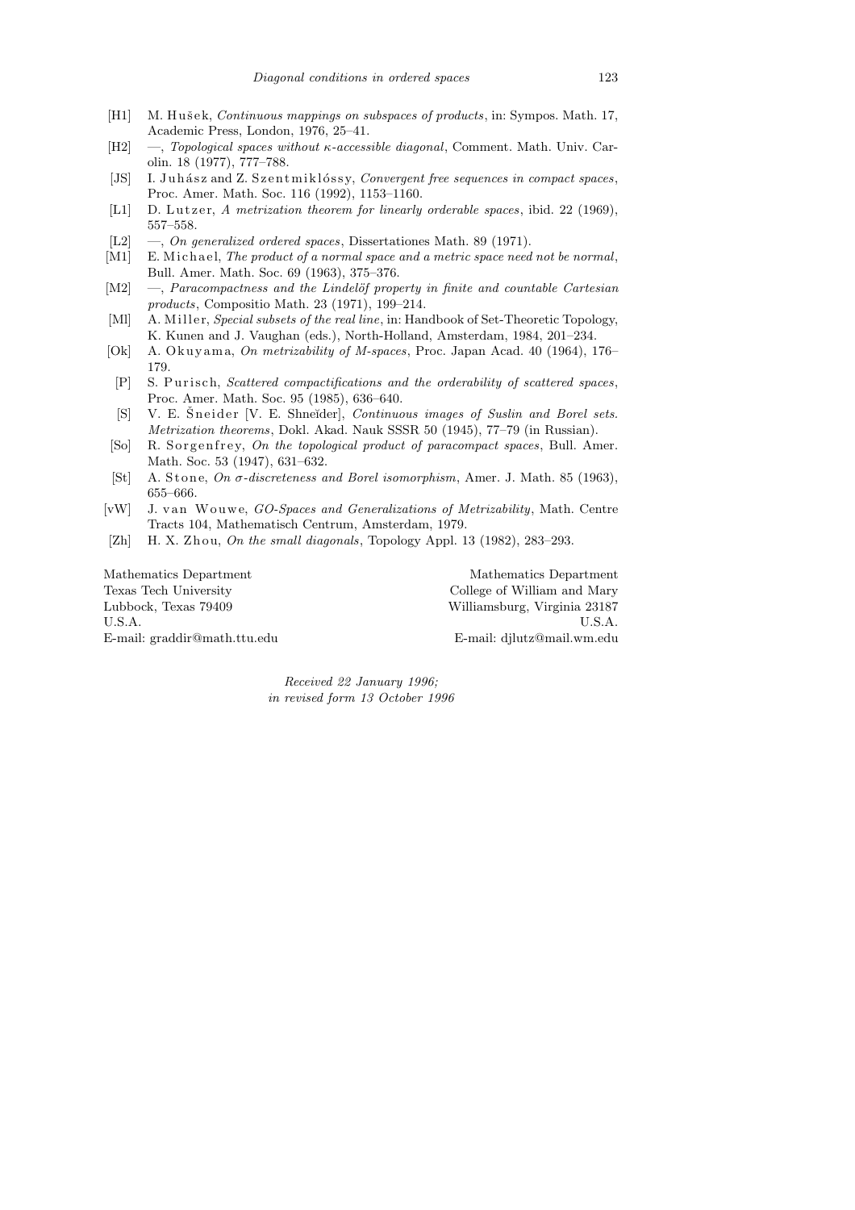[H1] M. Hušek, *Continuous mappings on subspaces of products*, in: Sympos. Math. 17, Academic Press, London, 1976, 25–41.

[H2] —, *Topological spaces without $\kappa$-accessible diagonal*, Comment. Math. Univ. Carolin. 18 (1977), 777–788.

[JS] I. Juhász and Z. Szentmiklóssy, *Convergent free sequences in compact spaces*, Proc. Amer. Math. Soc. 116 (1992), 1153–1160.

[L1] D. Lutzer, *A metrization theorem for linearly orderable spaces*, ibid. 22 (1969), 557–558.

[L2] —, *On generalized ordered spaces*, Dissertationes Math. 89 (1971).

[M1] E. Michael, *The product of a normal space and a metric space need not be normal*, Bull. Amer. Math. Soc. 69 (1963), 375–376.

[M2] —, *Paracompactness and the Lindelöf property in finite and countable Cartesian products*, Compositio Math. 23 (1971), 199–214.

[Ml] A. Miller, *Special subsets of the real line*, in: Handbook of Set-Theoretic Topology, K. Kunen and J. Vaughan (eds.), North-Holland, Amsterdam, 1984, 201–234.

[Ok] A. Okuyama, *On metrizability of M-spaces*, Proc. Japan Acad. 40 (1964), 176–179.

[P] S. Purisch, *Scattered compactifications and the orderability of scattered spaces*, Proc. Amer. Math. Soc. 95 (1985), 636–640.

[S] V. E. Šneider [V. E. Shneĭder], *Continuous images of Suslin and Borel sets. Metrization theorems*, Dokl. Akad. Nauk SSSR 50 (1945), 77–79 (in Russian).

[So] R. Sorgenfrey, *On the topological product of paracompact spaces*, Bull. Amer. Math. Soc. 53 (1947), 631–632.

[St] A. Stone, *On $\sigma$-discreteness and Borel isomorphism*, Amer. J. Math. 85 (1963), 655–666.

[vW] J. van Wouwe, *GO-Spaces and Generalizations of Metrizability*, Math. Centre Tracts 104, Mathematisch Centrum, Amsterdam, 1979.

[Zh] H. X. Zhou, *On the small diagonals*, Topology Appl. 13 (1982), 283–293.

Mathematics Department
Texas Tech University
Lubbock, Texas 79409
U.S.A.
E-mail: graddir@math.ttu.edu

Mathematics Department
College of William and Mary
Williamsburg, Virginia 23187
U.S.A.
E-mail: djlutz@mail.wm.edu

*Received 22 January 1996;*
*in revised form 13 October 1996*